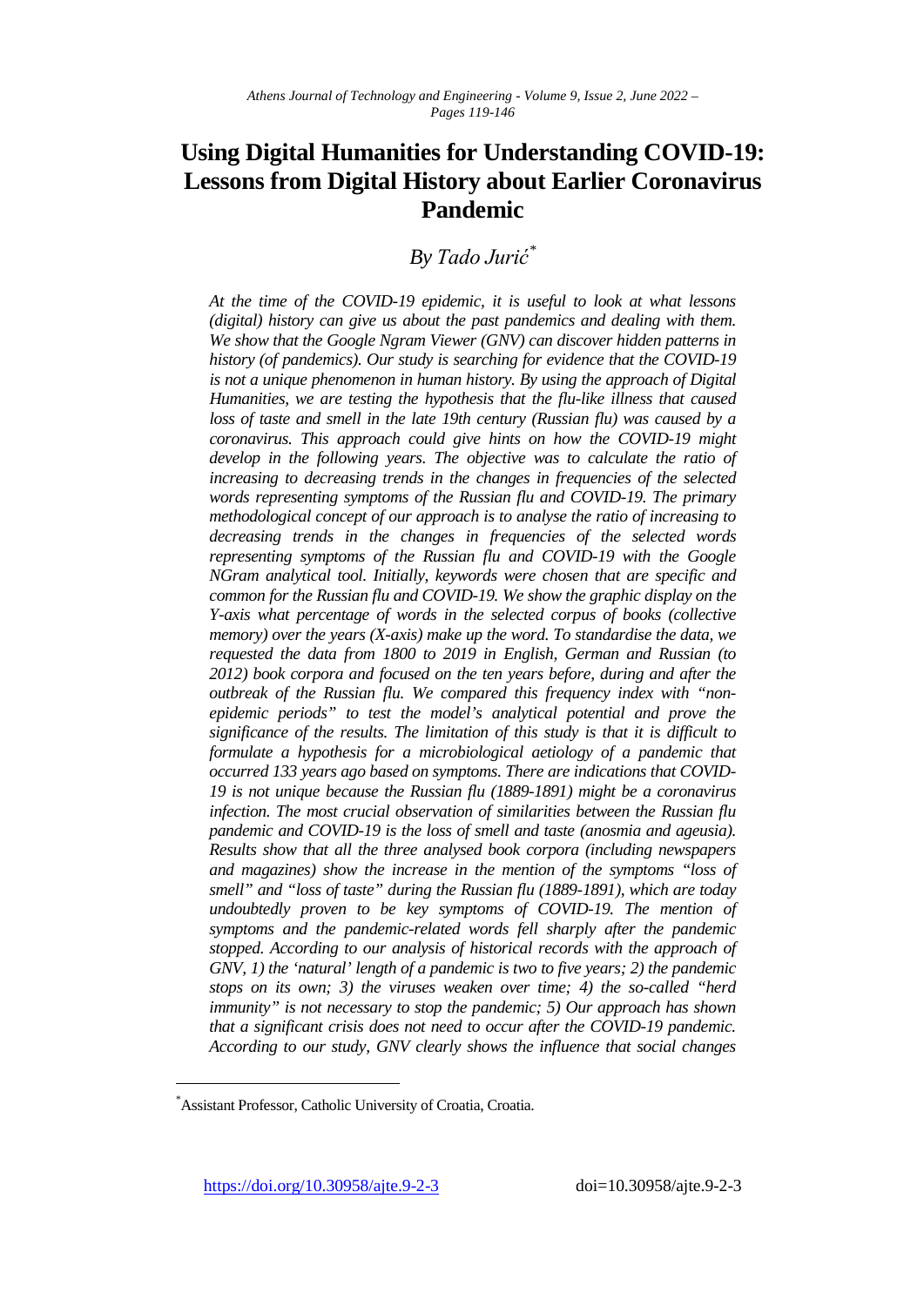# Using Digital Humanities for Understanding COVID-19: Lessons from Digital History about Earlier Coronavirus Pandemic

## *By Tado Jurić*[*]

*At the time of the COVID-19 epidemic, it is useful to look at what lessons (digital) history can give us about the past pandemics and dealing with them. We show that the Google Ngram Viewer (GNV) can discover hidden patterns in history (of pandemics). Our study is searching for evidence that the COVID-19 is not a unique phenomenon in human history. By using the approach of Digital Humanities, we are testing the hypothesis that the flu-like illness that caused loss of taste and smell in the late 19th century (Russian flu) was caused by a coronavirus. This approach could give hints on how the COVID-19 might develop in the following years. The objective was to calculate the ratio of increasing to decreasing trends in the changes in frequencies of the selected words representing symptoms of the Russian flu and COVID-19. The primary methodological concept of our approach is to analyse the ratio of increasing to decreasing trends in the changes in frequencies of the selected words representing symptoms of the Russian flu and COVID-19 with the Google NGram analytical tool. Initially, keywords were chosen that are specific and common for the Russian flu and COVID-19. We show the graphic display on the Y-axis what percentage of words in the selected corpus of books (collective memory) over the years (X-axis) make up the word. To standardise the data, we requested the data from 1800 to 2019 in English, German and Russian (to 2012) book corpora and focused on the ten years before, during and after the outbreak of the Russian flu. We compared this frequency index with "non-epidemic periods" to test the model's analytical potential and prove the significance of the results. The limitation of this study is that it is difficult to formulate a hypothesis for a microbiological aetiology of a pandemic that occurred 133 years ago based on symptoms. There are indications that COVID-19 is not unique because the Russian flu (1889-1891) might be a coronavirus infection. The most crucial observation of similarities between the Russian flu pandemic and COVID-19 is the loss of smell and taste (anosmia and ageusia). Results show that all the three analysed book corpora (including newspapers and magazines) show the increase in the mention of the symptoms "loss of smell" and "loss of taste" during the Russian flu (1889-1891), which are today undoubtedly proven to be key symptoms of COVID-19. The mention of symptoms and the pandemic-related words fell sharply after the pandemic stopped. According to our analysis of historical records with the approach of GNV, 1) the 'natural' length of a pandemic is two to five years; 2) the pandemic stops on its own; 3) the viruses weaken over time; 4) the so-called "herd immunity" is not necessary to stop the pandemic; 5) Our approach has shown that a significant crisis does not need to occur after the COVID-19 pandemic. According to our study, GNV clearly shows the influence that social changes*

---

[*] Assistant Professor, Catholic University of Croatia, Croatia.

https://doi.org/10.30958/ajte.9-2-3 doi=10.30958/ajte.9-2-3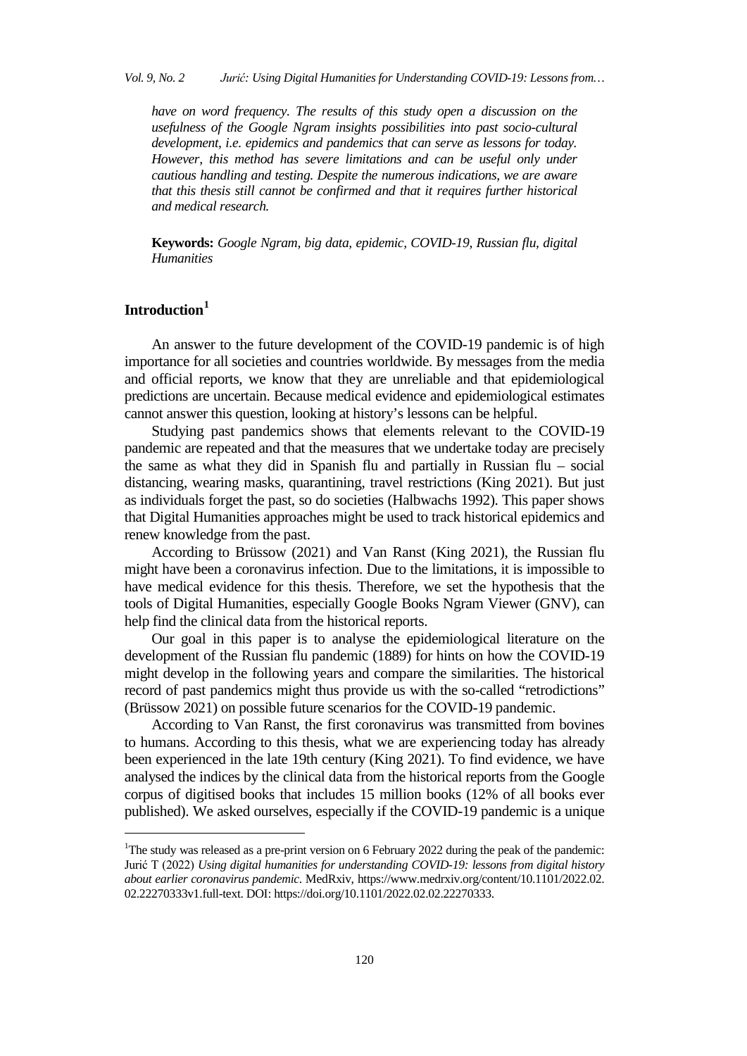*have on word frequency. The results of this study open a discussion on the usefulness of the Google Ngram insights possibilities into past socio-cultural development, i.e. epidemics and pandemics that can serve as lessons for today. However, this method has severe limitations and can be useful only under cautious handling and testing. Despite the numerous indications, we are aware that this thesis still cannot be confirmed and that it requires further historical and medical research.*

**Keywords:** *Google Ngram, big data, epidemic, COVID-19, Russian flu, digital Humanities*

## Introduction[1]

An answer to the future development of the COVID-19 pandemic is of high importance for all societies and countries worldwide. By messages from the media and official reports, we know that they are unreliable and that epidemiological predictions are uncertain. Because medical evidence and epidemiological estimates cannot answer this question, looking at history's lessons can be helpful.

Studying past pandemics shows that elements relevant to the COVID-19 pandemic are repeated and that the measures that we undertake today are precisely the same as what they did in Spanish flu and partially in Russian flu – social distancing, wearing masks, quarantining, travel restrictions (King 2021). But just as individuals forget the past, so do societies (Halbwachs 1992). This paper shows that Digital Humanities approaches might be used to track historical epidemics and renew knowledge from the past.

According to Brüssow (2021) and Van Ranst (King 2021), the Russian flu might have been a coronavirus infection. Due to the limitations, it is impossible to have medical evidence for this thesis. Therefore, we set the hypothesis that the tools of Digital Humanities, especially Google Books Ngram Viewer (GNV), can help find the clinical data from the historical reports.

Our goal in this paper is to analyse the epidemiological literature on the development of the Russian flu pandemic (1889) for hints on how the COVID-19 might develop in the following years and compare the similarities. The historical record of past pandemics might thus provide us with the so-called "retrodictions" (Brüssow 2021) on possible future scenarios for the COVID-19 pandemic.

According to Van Ranst, the first coronavirus was transmitted from bovines to humans. According to this thesis, what we are experiencing today has already been experienced in the late 19th century (King 2021). To find evidence, we have analysed the indices by the clinical data from the historical reports from the Google corpus of digitised books that includes 15 million books (12% of all books ever published). We asked ourselves, especially if the COVID-19 pandemic is a unique

---

[1]The study was released as a pre-print version on 6 February 2022 during the peak of the pandemic: Jurić T (2022) *Using digital humanities for understanding COVID-19: lessons from digital history about earlier coronavirus pandemic.* MedRxiv, https://www.medrxiv.org/content/10.1101/2022.02.02.22270333v1.full-text. DOI: https://doi.org/10.1101/2022.02.02.22270333.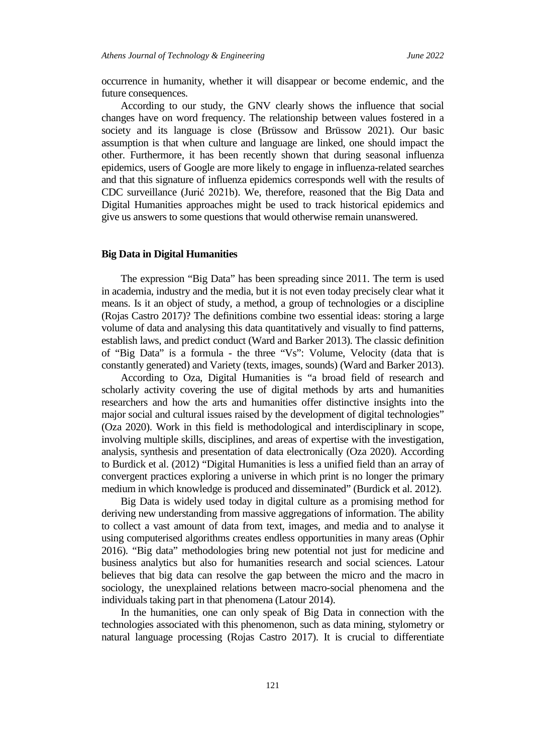occurrence in humanity, whether it will disappear or become endemic, and the future consequences.

According to our study, the GNV clearly shows the influence that social changes have on word frequency. The relationship between values fostered in a society and its language is close (Brüssow and Brüssow 2021). Our basic assumption is that when culture and language are linked, one should impact the other. Furthermore, it has been recently shown that during seasonal influenza epidemics, users of Google are more likely to engage in influenza-related searches and that this signature of influenza epidemics corresponds well with the results of CDC surveillance (Jurić 2021b). We, therefore, reasoned that the Big Data and Digital Humanities approaches might be used to track historical epidemics and give us answers to some questions that would otherwise remain unanswered.

## Big Data in Digital Humanities

The expression "Big Data" has been spreading since 2011. The term is used in academia, industry and the media, but it is not even today precisely clear what it means. Is it an object of study, a method, a group of technologies or a discipline (Rojas Castro 2017)? The definitions combine two essential ideas: storing a large volume of data and analysing this data quantitatively and visually to find patterns, establish laws, and predict conduct (Ward and Barker 2013). The classic definition of "Big Data" is a formula - the three "Vs": Volume, Velocity (data that is constantly generated) and Variety (texts, images, sounds) (Ward and Barker 2013).

According to Oza, Digital Humanities is "a broad field of research and scholarly activity covering the use of digital methods by arts and humanities researchers and how the arts and humanities offer distinctive insights into the major social and cultural issues raised by the development of digital technologies" (Oza 2020). Work in this field is methodological and interdisciplinary in scope, involving multiple skills, disciplines, and areas of expertise with the investigation, analysis, synthesis and presentation of data electronically (Oza 2020). According to Burdick et al. (2012) "Digital Humanities is less a unified field than an array of convergent practices exploring a universe in which print is no longer the primary medium in which knowledge is produced and disseminated" (Burdick et al. 2012).

Big Data is widely used today in digital culture as a promising method for deriving new understanding from massive aggregations of information. The ability to collect a vast amount of data from text, images, and media and to analyse it using computerised algorithms creates endless opportunities in many areas (Ophir 2016). "Big data" methodologies bring new potential not just for medicine and business analytics but also for humanities research and social sciences. Latour believes that big data can resolve the gap between the micro and the macro in sociology, the unexplained relations between macro-social phenomena and the individuals taking part in that phenomena (Latour 2014).

In the humanities, one can only speak of Big Data in connection with the technologies associated with this phenomenon, such as data mining, stylometry or natural language processing (Rojas Castro 2017). It is crucial to differentiate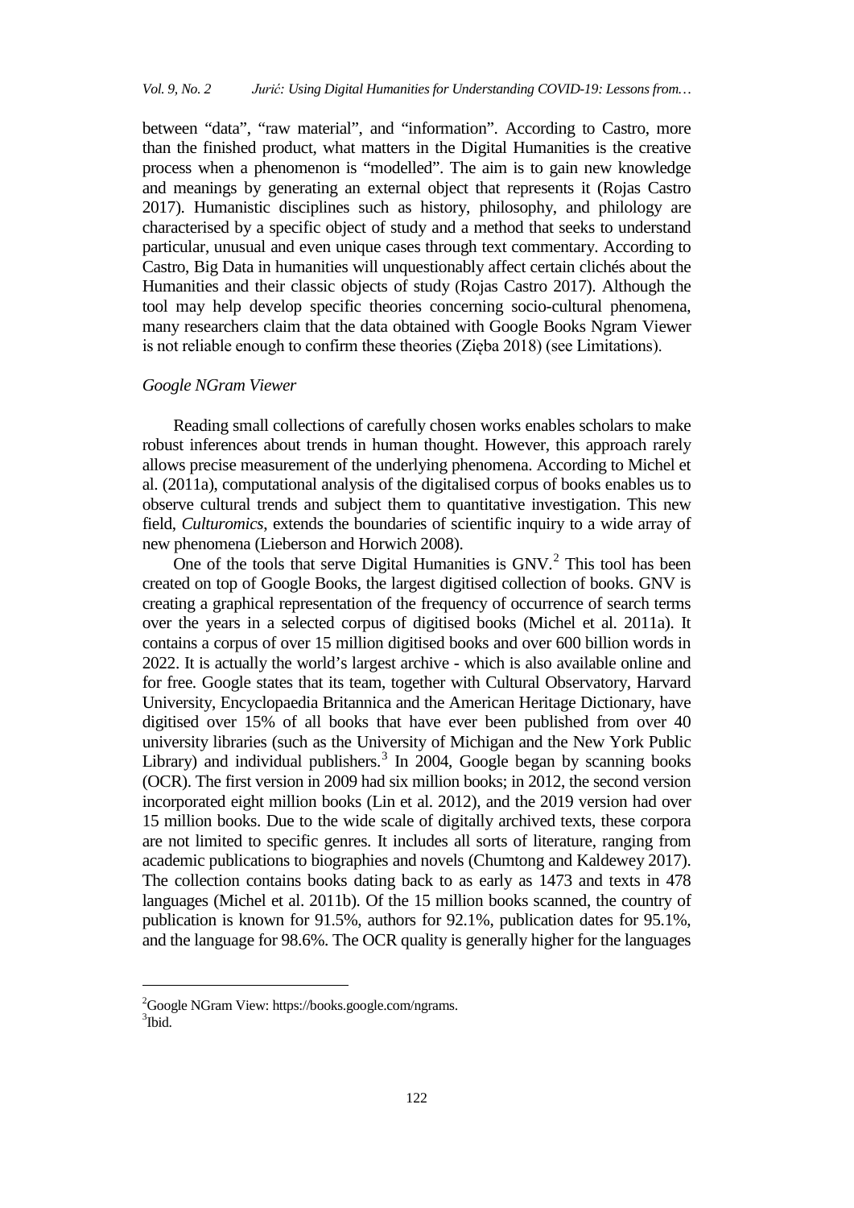between "data", "raw material", and "information". According to Castro, more than the finished product, what matters in the Digital Humanities is the creative process when a phenomenon is "modelled". The aim is to gain new knowledge and meanings by generating an external object that represents it (Rojas Castro 2017). Humanistic disciplines such as history, philosophy, and philology are characterised by a specific object of study and a method that seeks to understand particular, unusual and even unique cases through text commentary. According to Castro, Big Data in humanities will unquestionably affect certain clichés about the Humanities and their classic objects of study (Rojas Castro 2017). Although the tool may help develop specific theories concerning socio-cultural phenomena, many researchers claim that the data obtained with Google Books Ngram Viewer is not reliable enough to confirm these theories (Zięba 2018) (see Limitations).

*Google NGram Viewer*

Reading small collections of carefully chosen works enables scholars to make robust inferences about trends in human thought. However, this approach rarely allows precise measurement of the underlying phenomena. According to Michel et al. (2011a), computational analysis of the digitalised corpus of books enables us to observe cultural trends and subject them to quantitative investigation. This new field, *Culturomics*, extends the boundaries of scientific inquiry to a wide array of new phenomena (Lieberson and Horwich 2008).

One of the tools that serve Digital Humanities is GNV.[2] This tool has been created on top of Google Books, the largest digitised collection of books. GNV is creating a graphical representation of the frequency of occurrence of search terms over the years in a selected corpus of digitised books (Michel et al. 2011a). It contains a corpus of over 15 million digitised books and over 600 billion words in 2022. It is actually the world's largest archive - which is also available online and for free. Google states that its team, together with Cultural Observatory, Harvard University, Encyclopaedia Britannica and the American Heritage Dictionary, have digitised over 15% of all books that have ever been published from over 40 university libraries (such as the University of Michigan and the New York Public Library) and individual publishers.[3] In 2004, Google began by scanning books (OCR). The first version in 2009 had six million books; in 2012, the second version incorporated eight million books (Lin et al. 2012), and the 2019 version had over 15 million books. Due to the wide scale of digitally archived texts, these corpora are not limited to specific genres. It includes all sorts of literature, ranging from academic publications to biographies and novels (Chumtong and Kaldewey 2017). The collection contains books dating back to as early as 1473 and texts in 478 languages (Michel et al. 2011b). Of the 15 million books scanned, the country of publication is known for 91.5%, authors for 92.1%, publication dates for 95.1%, and the language for 98.6%. The OCR quality is generally higher for the languages

[2] Google NGram View: https://books.google.com/ngrams.

[3] Ibid.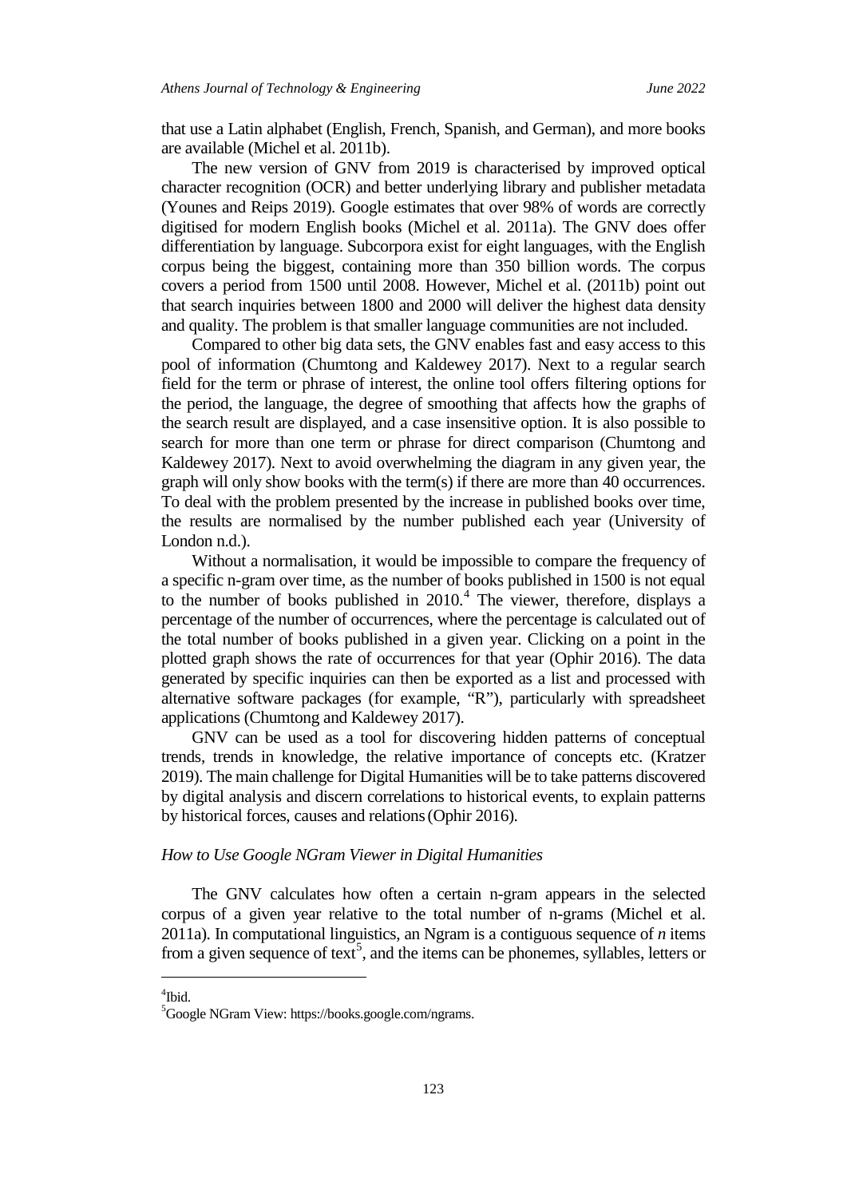that use a Latin alphabet (English, French, Spanish, and German), and more books are available (Michel et al. 2011b).

The new version of GNV from 2019 is characterised by improved optical character recognition (OCR) and better underlying library and publisher metadata (Younes and Reips 2019). Google estimates that over 98% of words are correctly digitised for modern English books (Michel et al. 2011a). The GNV does offer differentiation by language. Subcorpora exist for eight languages, with the English corpus being the biggest, containing more than 350 billion words. The corpus covers a period from 1500 until 2008. However, Michel et al. (2011b) point out that search inquiries between 1800 and 2000 will deliver the highest data density and quality. The problem is that smaller language communities are not included.

Compared to other big data sets, the GNV enables fast and easy access to this pool of information (Chumtong and Kaldewey 2017). Next to a regular search field for the term or phrase of interest, the online tool offers filtering options for the period, the language, the degree of smoothing that affects how the graphs of the search result are displayed, and a case insensitive option. It is also possible to search for more than one term or phrase for direct comparison (Chumtong and Kaldewey 2017). Next to avoid overwhelming the diagram in any given year, the graph will only show books with the term(s) if there are more than 40 occurrences. To deal with the problem presented by the increase in published books over time, the results are normalised by the number published each year (University of London n.d.).

Without a normalisation, it would be impossible to compare the frequency of a specific n-gram over time, as the number of books published in 1500 is not equal to the number of books published in 2010.[4] The viewer, therefore, displays a percentage of the number of occurrences, where the percentage is calculated out of the total number of books published in a given year. Clicking on a point in the plotted graph shows the rate of occurrences for that year (Ophir 2016). The data generated by specific inquiries can then be exported as a list and processed with alternative software packages (for example, "R"), particularly with spreadsheet applications (Chumtong and Kaldewey 2017).

GNV can be used as a tool for discovering hidden patterns of conceptual trends, trends in knowledge, the relative importance of concepts etc. (Kratzer 2019). The main challenge for Digital Humanities will be to take patterns discovered by digital analysis and discern correlations to historical events, to explain patterns by historical forces, causes and relations (Ophir 2016).

*How to Use Google NGram Viewer in Digital Humanities*

The GNV calculates how often a certain n-gram appears in the selected corpus of a given year relative to the total number of n-grams (Michel et al. 2011a). In computational linguistics, an Ngram is a contiguous sequence of *n* items from a given sequence of text[5], and the items can be phonemes, syllables, letters or

[4]Ibid.

[5]Google NGram View: https://books.google.com/ngrams.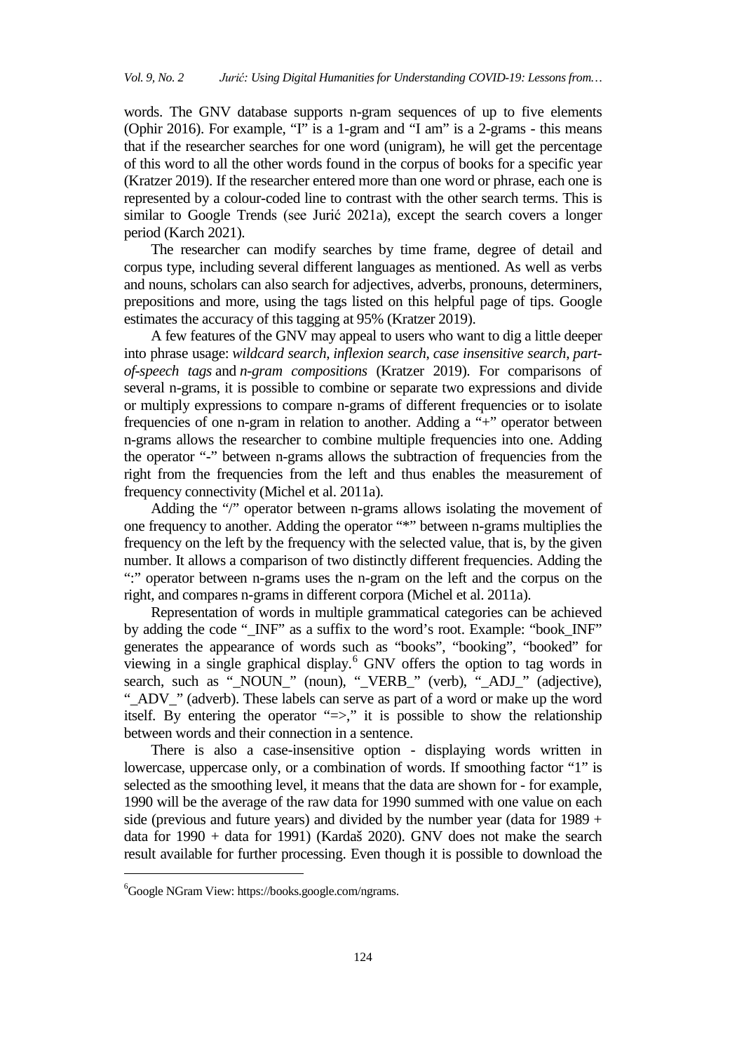words. The GNV database supports n-gram sequences of up to five elements (Ophir 2016). For example, "I" is a 1-gram and "I am" is a 2-grams - this means that if the researcher searches for one word (unigram), he will get the percentage of this word to all the other words found in the corpus of books for a specific year (Kratzer 2019). If the researcher entered more than one word or phrase, each one is represented by a colour-coded line to contrast with the other search terms. This is similar to Google Trends (see Jurić 2021a), except the search covers a longer period (Karch 2021).

The researcher can modify searches by time frame, degree of detail and corpus type, including several different languages as mentioned. As well as verbs and nouns, scholars can also search for adjectives, adverbs, pronouns, determiners, prepositions and more, using the tags listed on this helpful page of tips. Google estimates the accuracy of this tagging at 95% (Kratzer 2019).

A few features of the GNV may appeal to users who want to dig a little deeper into phrase usage: *wildcard search*, *inflexion search*, *case insensitive search*, *part-of-speech tags* and *n-gram compositions* (Kratzer 2019). For comparisons of several n-grams, it is possible to combine or separate two expressions and divide or multiply expressions to compare n-grams of different frequencies or to isolate frequencies of one n-gram in relation to another. Adding a "+" operator between n-grams allows the researcher to combine multiple frequencies into one. Adding the operator "-" between n-grams allows the subtraction of frequencies from the right from the frequencies from the left and thus enables the measurement of frequency connectivity (Michel et al. 2011a).

Adding the "/" operator between n-grams allows isolating the movement of one frequency to another. Adding the operator "*" between n-grams multiplies the frequency on the left by the frequency with the selected value, that is, by the given number. It allows a comparison of two distinctly different frequencies. Adding the ":" operator between n-grams uses the n-gram on the left and the corpus on the right, and compares n-grams in different corpora (Michel et al. 2011a).

Representation of words in multiple grammatical categories can be achieved by adding the code "_INF" as a suffix to the word's root. Example: "book_INF" generates the appearance of words such as "books", "booking", "booked" for viewing in a single graphical display.[6] GNV offers the option to tag words in search, such as "_NOUN_" (noun), "_VERB_" (verb), "_ADJ_" (adjective), "_ADV_" (adverb). These labels can serve as part of a word or make up the word itself. By entering the operator "=>," it is possible to show the relationship between words and their connection in a sentence.

There is also a case-insensitive option - displaying words written in lowercase, uppercase only, or a combination of words. If smoothing factor "1" is selected as the smoothing level, it means that the data are shown for - for example, 1990 will be the average of the raw data for 1990 summed with one value on each side (previous and future years) and divided by the number year (data for 1989 + data for 1990 + data for 1991) (Kardaš 2020). GNV does not make the search result available for further processing. Even though it is possible to download the

---

[6] Google NGram View: https://books.google.com/ngrams.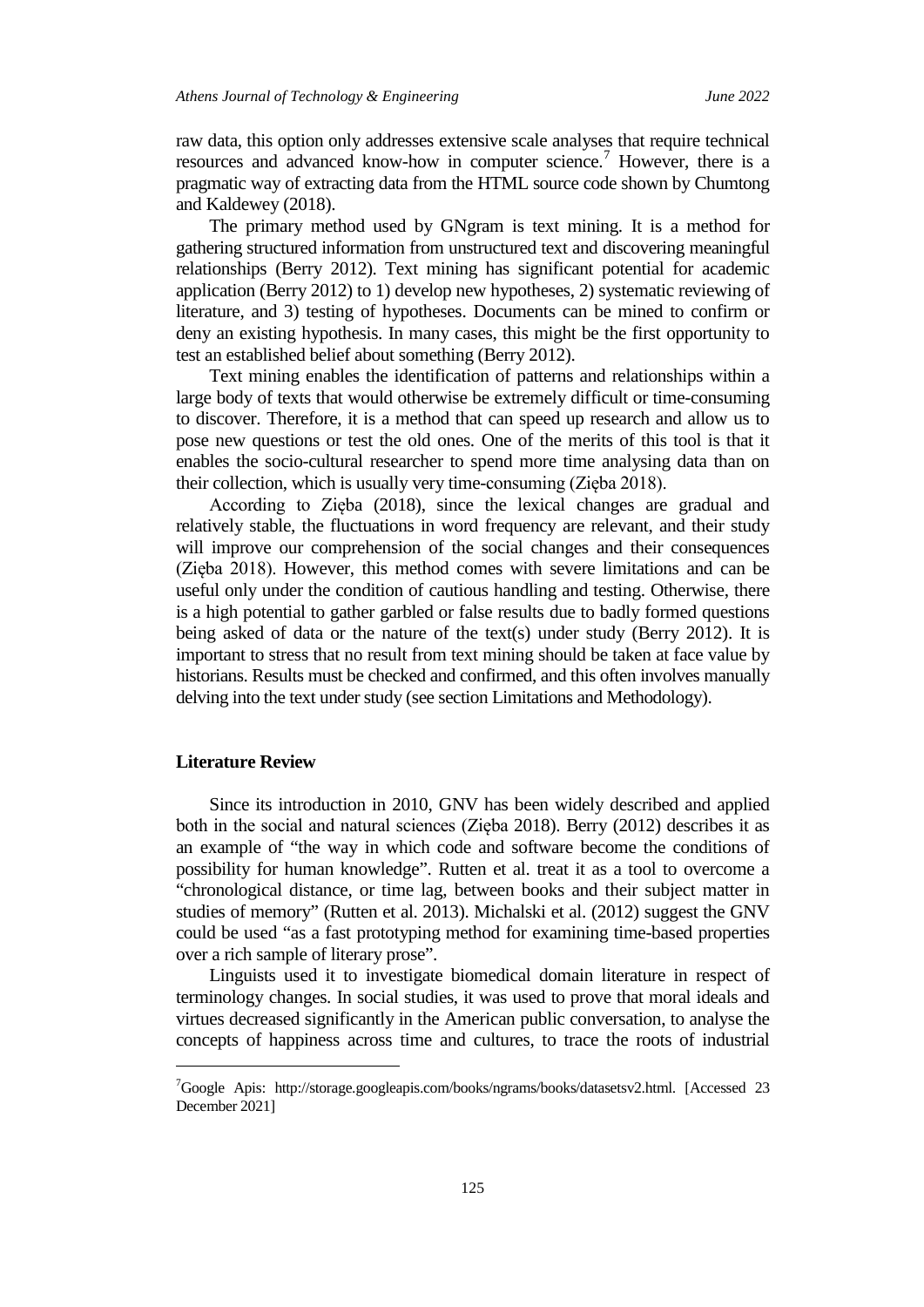raw data, this option only addresses extensive scale analyses that require technical resources and advanced know-how in computer science.[7] However, there is a pragmatic way of extracting data from the HTML source code shown by Chumtong and Kaldewey (2018).

The primary method used by GNgram is text mining. It is a method for gathering structured information from unstructured text and discovering meaningful relationships (Berry 2012). Text mining has significant potential for academic application (Berry 2012) to 1) develop new hypotheses, 2) systematic reviewing of literature, and 3) testing of hypotheses. Documents can be mined to confirm or deny an existing hypothesis. In many cases, this might be the first opportunity to test an established belief about something (Berry 2012).

Text mining enables the identification of patterns and relationships within a large body of texts that would otherwise be extremely difficult or time-consuming to discover. Therefore, it is a method that can speed up research and allow us to pose new questions or test the old ones. One of the merits of this tool is that it enables the socio-cultural researcher to spend more time analysing data than on their collection, which is usually very time-consuming (Zięba 2018).

According to Zięba (2018), since the lexical changes are gradual and relatively stable, the fluctuations in word frequency are relevant, and their study will improve our comprehension of the social changes and their consequences (Zięba 2018). However, this method comes with severe limitations and can be useful only under the condition of cautious handling and testing. Otherwise, there is a high potential to gather garbled or false results due to badly formed questions being asked of data or the nature of the text(s) under study (Berry 2012). It is important to stress that no result from text mining should be taken at face value by historians. Results must be checked and confirmed, and this often involves manually delving into the text under study (see section Limitations and Methodology).

## Literature Review

Since its introduction in 2010, GNV has been widely described and applied both in the social and natural sciences (Zięba 2018). Berry (2012) describes it as an example of "the way in which code and software become the conditions of possibility for human knowledge". Rutten et al. treat it as a tool to overcome a "chronological distance, or time lag, between books and their subject matter in studies of memory" (Rutten et al. 2013). Michalski et al. (2012) suggest the GNV could be used "as a fast prototyping method for examining time-based properties over a rich sample of literary prose".

Linguists used it to investigate biomedical domain literature in respect of terminology changes. In social studies, it was used to prove that moral ideals and virtues decreased significantly in the American public conversation, to analyse the concepts of happiness across time and cultures, to trace the roots of industrial

---

[7] Google Apis: http://storage.googleapis.com/books/ngrams/books/datasetsv2.html. [Accessed 23 December 2021]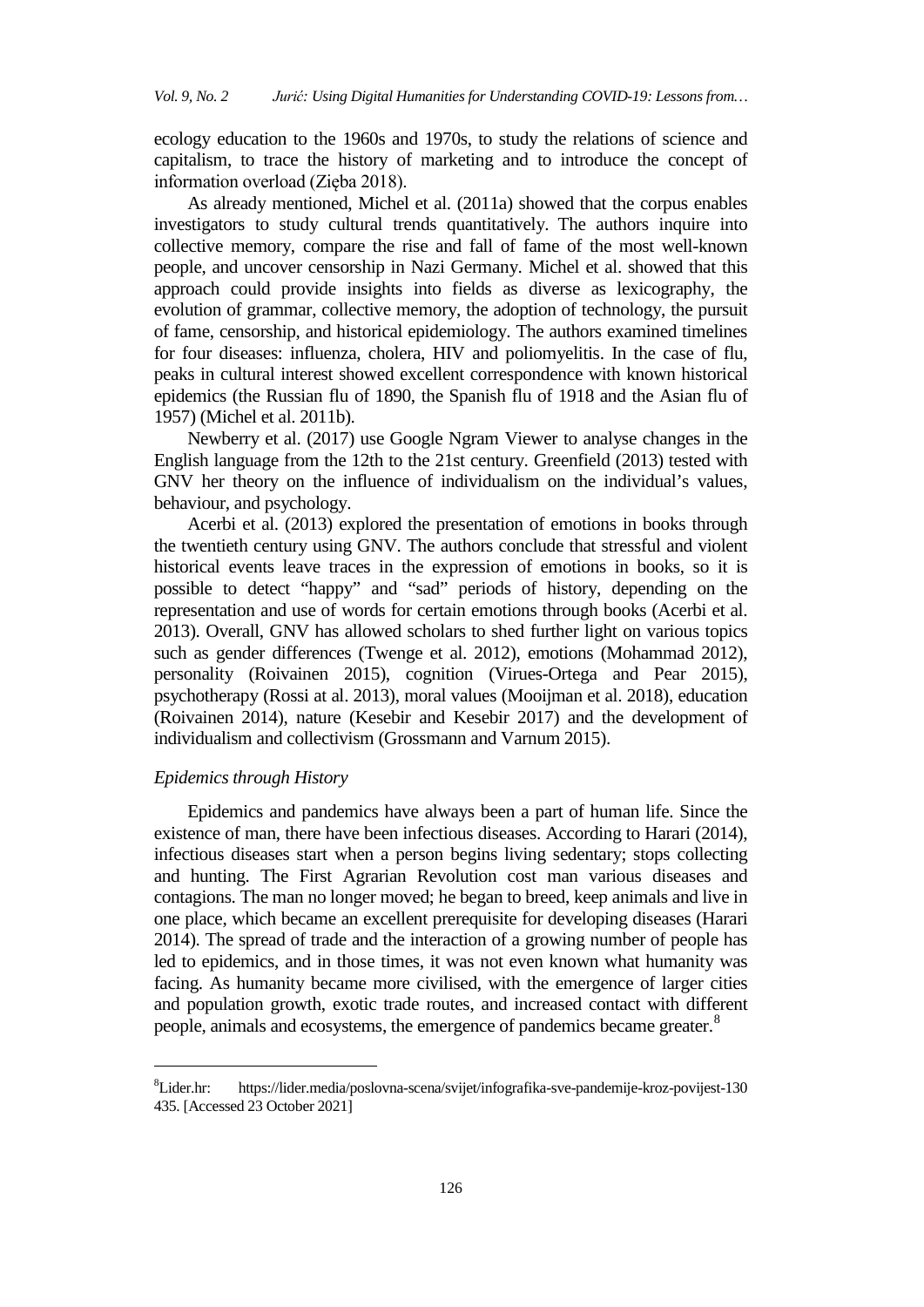ecology education to the 1960s and 1970s, to study the relations of science and capitalism, to trace the history of marketing and to introduce the concept of information overload (Zięba 2018).

As already mentioned, Michel et al. (2011a) showed that the corpus enables investigators to study cultural trends quantitatively. The authors inquire into collective memory, compare the rise and fall of fame of the most well-known people, and uncover censorship in Nazi Germany. Michel et al. showed that this approach could provide insights into fields as diverse as lexicography, the evolution of grammar, collective memory, the adoption of technology, the pursuit of fame, censorship, and historical epidemiology. The authors examined timelines for four diseases: influenza, cholera, HIV and poliomyelitis. In the case of flu, peaks in cultural interest showed excellent correspondence with known historical epidemics (the Russian flu of 1890, the Spanish flu of 1918 and the Asian flu of 1957) (Michel et al. 2011b).

Newberry et al. (2017) use Google Ngram Viewer to analyse changes in the English language from the 12th to the 21st century. Greenfield (2013) tested with GNV her theory on the influence of individualism on the individual's values, behaviour, and psychology.

Acerbi et al. (2013) explored the presentation of emotions in books through the twentieth century using GNV. The authors conclude that stressful and violent historical events leave traces in the expression of emotions in books, so it is possible to detect "happy" and "sad" periods of history, depending on the representation and use of words for certain emotions through books (Acerbi et al. 2013). Overall, GNV has allowed scholars to shed further light on various topics such as gender differences (Twenge et al. 2012), emotions (Mohammad 2012), personality (Roivainen 2015), cognition (Virues-Ortega and Pear 2015), psychotherapy (Rossi at al. 2013), moral values (Mooijman et al. 2018), education (Roivainen 2014), nature (Kesebir and Kesebir 2017) and the development of individualism and collectivism (Grossmann and Varnum 2015).

### *Epidemics through History*

Epidemics and pandemics have always been a part of human life. Since the existence of man, there have been infectious diseases. According to Harari (2014), infectious diseases start when a person begins living sedentary; stops collecting and hunting. The First Agrarian Revolution cost man various diseases and contagions. The man no longer moved; he began to breed, keep animals and live in one place, which became an excellent prerequisite for developing diseases (Harari 2014). The spread of trade and the interaction of a growing number of people has led to epidemics, and in those times, it was not even known what humanity was facing. As humanity became more civilised, with the emergence of larger cities and population growth, exotic trade routes, and increased contact with different people, animals and ecosystems, the emergence of pandemics became greater.[8]

---

[8]Lider.hr: https://lider.media/poslovna-scena/svijet/infografika-sve-pandemije-kroz-povijest-130435. [Accessed 23 October 2021]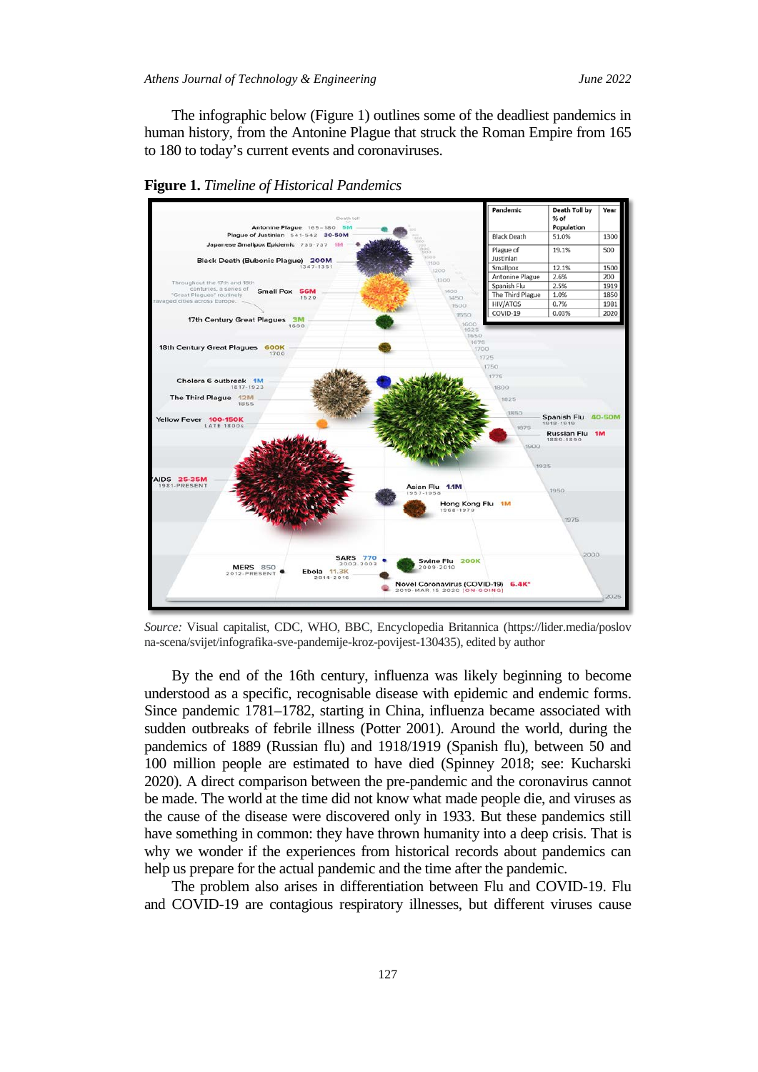The infographic below (Figure 1) outlines some of the deadliest pandemics in human history, from the Antonine Plague that struck the Roman Empire from 165 to 180 to today's current events and coronaviruses.

**Figure 1.** *Timeline of Historical Pandemics*

| Pandemic | Death Toll by % of Population | Year |
|---|---|---|
| Black Death | 51.0% | 1300 |
| Plague of Justinian | 19.1% | 500 |
| Smallpox | 12.1% | 1500 |
| Antonine Plague | 2.6% | 200 |
| Spanish Flu | 2.5% | 1919 |
| The Third Plague | 1.0% | 1850 |
| HIV/AIDS | 0.7% | 1981 |
| COVID-19 | 0.03% | 2020 |

*Source:* Visual capitalist, CDC, WHO, BBC, Encyclopedia Britannica (https://lider.media/poslovna-scena/svijet/infografika-sve-pandemije-kroz-povijest-130435), edited by author

By the end of the 16th century, influenza was likely beginning to become understood as a specific, recognisable disease with epidemic and endemic forms. Since pandemic 1781–1782, starting in China, influenza became associated with sudden outbreaks of febrile illness (Potter 2001). Around the world, during the pandemics of 1889 (Russian flu) and 1918/1919 (Spanish flu), between 50 and 100 million people are estimated to have died (Spinney 2018; see: Kucharski 2020). A direct comparison between the pre-pandemic and the coronavirus cannot be made. The world at the time did not know what made people die, and viruses as the cause of the disease were discovered only in 1933. But these pandemics still have something in common: they have thrown humanity into a deep crisis. That is why we wonder if the experiences from historical records about pandemics can help us prepare for the actual pandemic and the time after the pandemic.

The problem also arises in differentiation between Flu and COVID-19. Flu and COVID-19 are contagious respiratory illnesses, but different viruses cause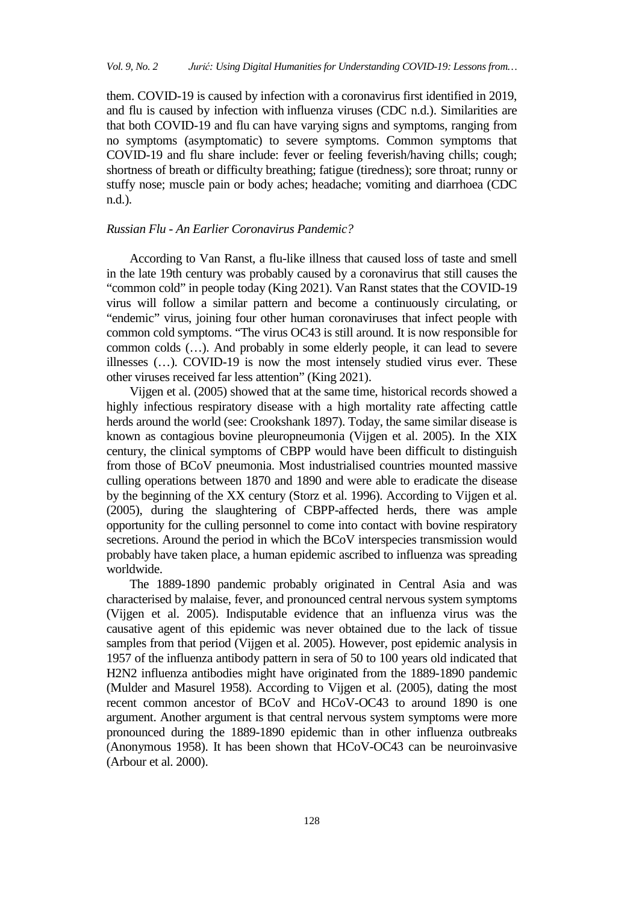them. COVID-19 is caused by infection with a coronavirus first identified in 2019, and flu is caused by infection with influenza viruses (CDC n.d.). Similarities are that both COVID-19 and flu can have varying signs and symptoms, ranging from no symptoms (asymptomatic) to severe symptoms. Common symptoms that COVID-19 and flu share include: fever or feeling feverish/having chills; cough; shortness of breath or difficulty breathing; fatigue (tiredness); sore throat; runny or stuffy nose; muscle pain or body aches; headache; vomiting and diarrhoea (CDC n.d.).

### *Russian Flu - An Earlier Coronavirus Pandemic?*

According to Van Ranst, a flu-like illness that caused loss of taste and smell in the late 19th century was probably caused by a coronavirus that still causes the "common cold" in people today (King 2021). Van Ranst states that the COVID-19 virus will follow a similar pattern and become a continuously circulating, or "endemic" virus, joining four other human coronaviruses that infect people with common cold symptoms. "The virus OC43 is still around. It is now responsible for common colds (…). And probably in some elderly people, it can lead to severe illnesses (…). COVID-19 is now the most intensely studied virus ever. These other viruses received far less attention" (King 2021).

Vijgen et al. (2005) showed that at the same time, historical records showed a highly infectious respiratory disease with a high mortality rate affecting cattle herds around the world (see: Crookshank 1897). Today, the same similar disease is known as contagious bovine pleuropneumonia (Vijgen et al. 2005). In the XIX century, the clinical symptoms of CBPP would have been difficult to distinguish from those of BCoV pneumonia. Most industrialised countries mounted massive culling operations between 1870 and 1890 and were able to eradicate the disease by the beginning of the XX century (Storz et al. 1996). According to Vijgen et al. (2005), during the slaughtering of CBPP-affected herds, there was ample opportunity for the culling personnel to come into contact with bovine respiratory secretions. Around the period in which the BCoV interspecies transmission would probably have taken place, a human epidemic ascribed to influenza was spreading worldwide.

The 1889-1890 pandemic probably originated in Central Asia and was characterised by malaise, fever, and pronounced central nervous system symptoms (Vijgen et al. 2005). Indisputable evidence that an influenza virus was the causative agent of this epidemic was never obtained due to the lack of tissue samples from that period (Vijgen et al. 2005). However, post epidemic analysis in 1957 of the influenza antibody pattern in sera of 50 to 100 years old indicated that H2N2 influenza antibodies might have originated from the 1889-1890 pandemic (Mulder and Masurel 1958). According to Vijgen et al. (2005), dating the most recent common ancestor of BCoV and HCoV-OC43 to around 1890 is one argument. Another argument is that central nervous system symptoms were more pronounced during the 1889-1890 epidemic than in other influenza outbreaks (Anonymous 1958). It has been shown that HCoV-OC43 can be neuroinvasive (Arbour et al. 2000).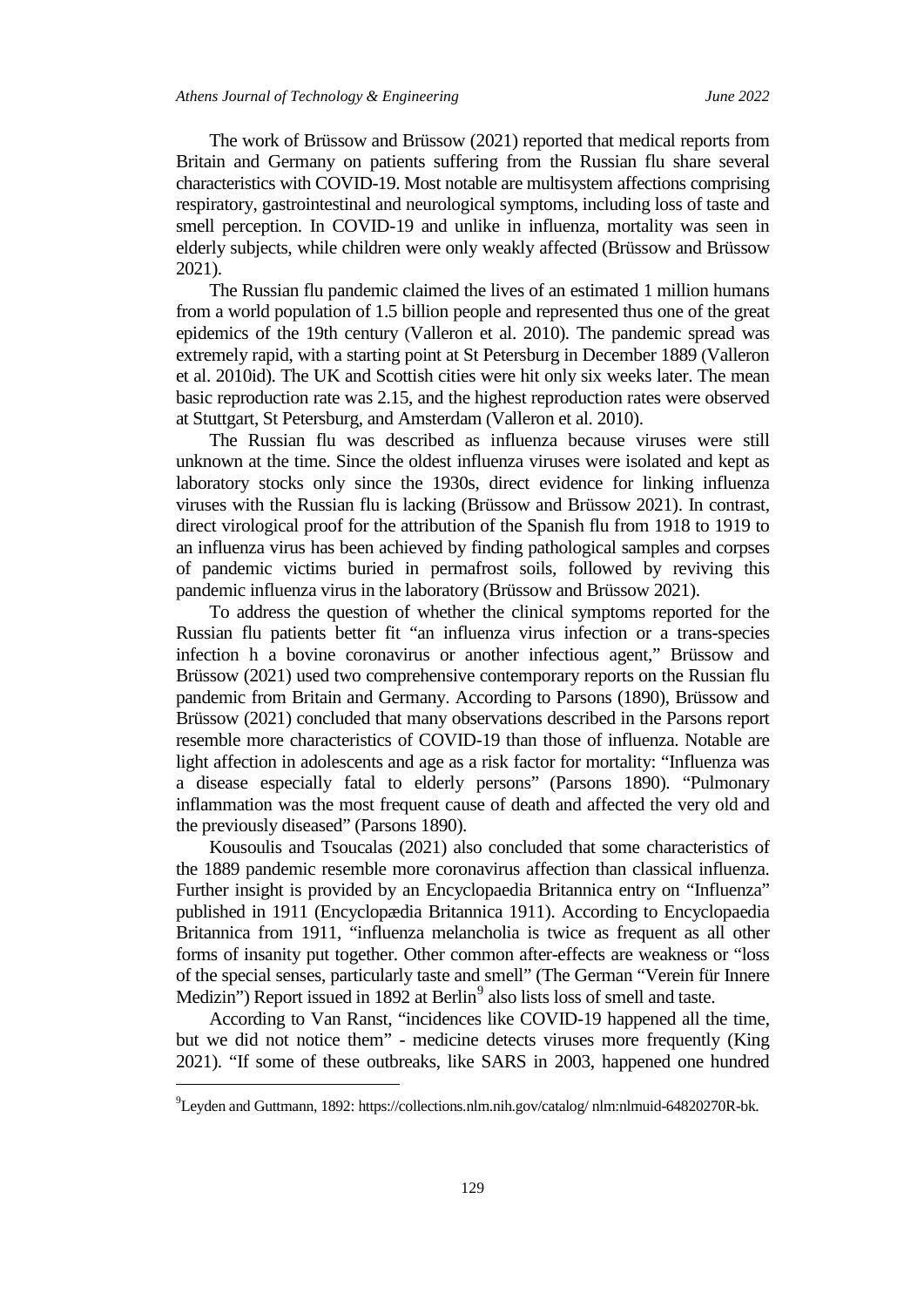The work of Brüssow and Brüssow (2021) reported that medical reports from Britain and Germany on patients suffering from the Russian flu share several characteristics with COVID-19. Most notable are multisystem affections comprising respiratory, gastrointestinal and neurological symptoms, including loss of taste and smell perception. In COVID-19 and unlike in influenza, mortality was seen in elderly subjects, while children were only weakly affected (Brüssow and Brüssow 2021).

The Russian flu pandemic claimed the lives of an estimated 1 million humans from a world population of 1.5 billion people and represented thus one of the great epidemics of the 19th century (Valleron et al. 2010). The pandemic spread was extremely rapid, with a starting point at St Petersburg in December 1889 (Valleron et al. 2010id). The UK and Scottish cities were hit only six weeks later. The mean basic reproduction rate was 2.15, and the highest reproduction rates were observed at Stuttgart, St Petersburg, and Amsterdam (Valleron et al. 2010).

The Russian flu was described as influenza because viruses were still unknown at the time. Since the oldest influenza viruses were isolated and kept as laboratory stocks only since the 1930s, direct evidence for linking influenza viruses with the Russian flu is lacking (Brüssow and Brüssow 2021). In contrast, direct virological proof for the attribution of the Spanish flu from 1918 to 1919 to an influenza virus has been achieved by finding pathological samples and corpses of pandemic victims buried in permafrost soils, followed by reviving this pandemic influenza virus in the laboratory (Brüssow and Brüssow 2021).

To address the question of whether the clinical symptoms reported for the Russian flu patients better fit "an influenza virus infection or a trans-species infection h a bovine coronavirus or another infectious agent," Brüssow and Brüssow (2021) used two comprehensive contemporary reports on the Russian flu pandemic from Britain and Germany. According to Parsons (1890), Brüssow and Brüssow (2021) concluded that many observations described in the Parsons report resemble more characteristics of COVID-19 than those of influenza. Notable are light affection in adolescents and age as a risk factor for mortality: "Influenza was a disease especially fatal to elderly persons" (Parsons 1890). "Pulmonary inflammation was the most frequent cause of death and affected the very old and the previously diseased" (Parsons 1890).

Kousoulis and Tsoucalas (2021) also concluded that some characteristics of the 1889 pandemic resemble more coronavirus affection than classical influenza. Further insight is provided by an Encyclopaedia Britannica entry on "Influenza" published in 1911 (Encyclopædia Britannica 1911). According to Encyclopaedia Britannica from 1911, "influenza melancholia is twice as frequent as all other forms of insanity put together. Other common after-effects are weakness or "loss of the special senses, particularly taste and smell" (The German "Verein für Innere Medizin") Report issued in 1892 at Berlin[9] also lists loss of smell and taste.

According to Van Ranst, "incidences like COVID-19 happened all the time, but we did not notice them" - medicine detects viruses more frequently (King 2021). "If some of these outbreaks, like SARS in 2003, happened one hundred

---

[9] Leyden and Guttmann, 1892: https://collections.nlm.nih.gov/catalog/ nlm:nlmuid-64820270R-bk.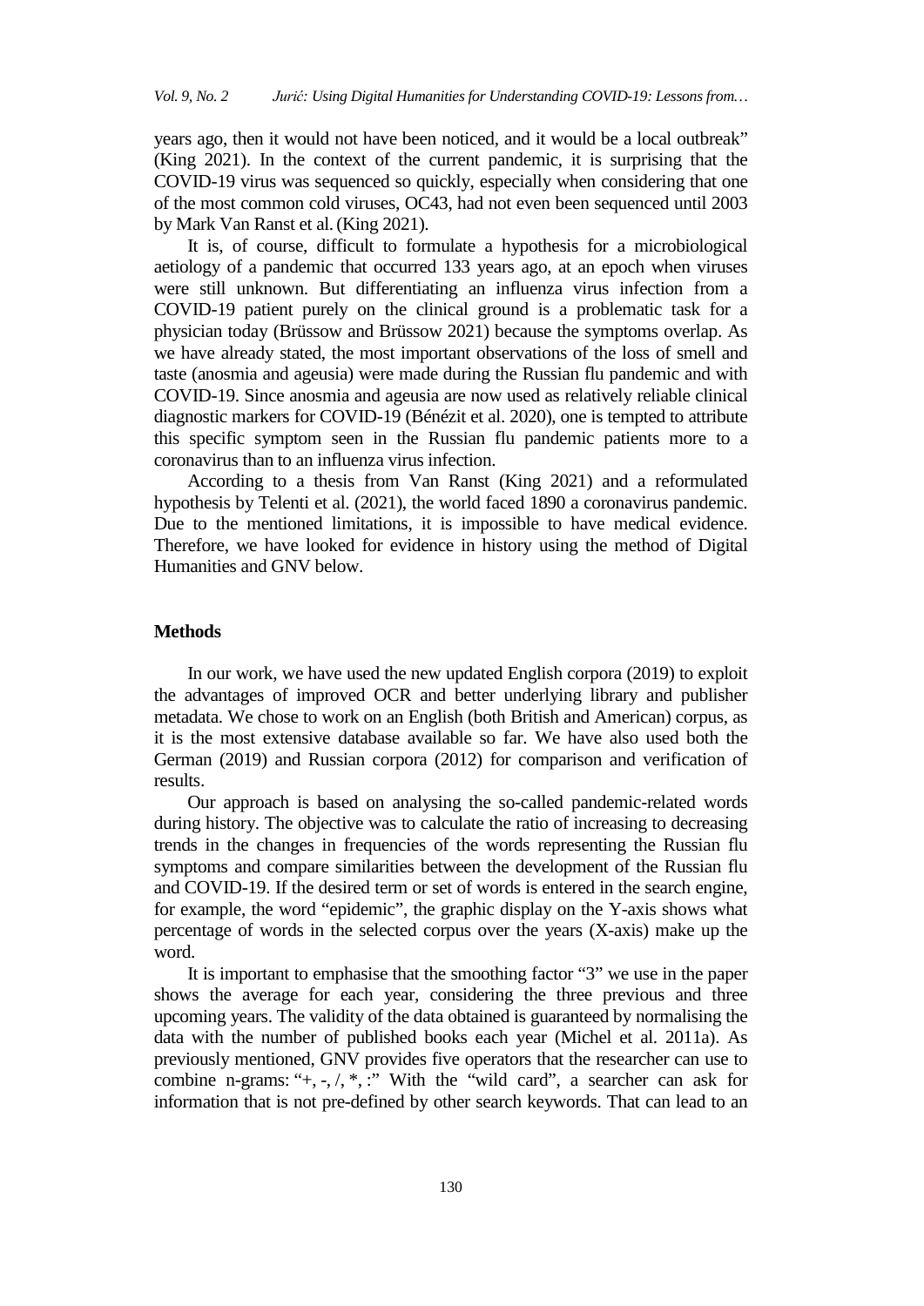years ago, then it would not have been noticed, and it would be a local outbreak" (King 2021). In the context of the current pandemic, it is surprising that the COVID-19 virus was sequenced so quickly, especially when considering that one of the most common cold viruses, OC43, had not even been sequenced until 2003 by Mark Van Ranst et al. (King 2021).

It is, of course, difficult to formulate a hypothesis for a microbiological aetiology of a pandemic that occurred 133 years ago, at an epoch when viruses were still unknown. But differentiating an influenza virus infection from a COVID-19 patient purely on the clinical ground is a problematic task for a physician today (Brüssow and Brüssow 2021) because the symptoms overlap. As we have already stated, the most important observations of the loss of smell and taste (anosmia and ageusia) were made during the Russian flu pandemic and with COVID-19. Since anosmia and ageusia are now used as relatively reliable clinical diagnostic markers for COVID-19 (Bénézit et al. 2020), one is tempted to attribute this specific symptom seen in the Russian flu pandemic patients more to a coronavirus than to an influenza virus infection.

According to a thesis from Van Ranst (King 2021) and a reformulated hypothesis by Telenti et al. (2021), the world faced 1890 a coronavirus pandemic. Due to the mentioned limitations, it is impossible to have medical evidence. Therefore, we have looked for evidence in history using the method of Digital Humanities and GNV below.

## Methods

In our work, we have used the new updated English corpora (2019) to exploit the advantages of improved OCR and better underlying library and publisher metadata. We chose to work on an English (both British and American) corpus, as it is the most extensive database available so far. We have also used both the German (2019) and Russian corpora (2012) for comparison and verification of results.

Our approach is based on analysing the so-called pandemic-related words during history. The objective was to calculate the ratio of increasing to decreasing trends in the changes in frequencies of the words representing the Russian flu symptoms and compare similarities between the development of the Russian flu and COVID-19. If the desired term or set of words is entered in the search engine, for example, the word "epidemic", the graphic display on the Y-axis shows what percentage of words in the selected corpus over the years (X-axis) make up the word.

It is important to emphasise that the smoothing factor "3" we use in the paper shows the average for each year, considering the three previous and three upcoming years. The validity of the data obtained is guaranteed by normalising the data with the number of published books each year (Michel et al. 2011a). As previously mentioned, GNV provides five operators that the researcher can use to combine n-grams: "+, -, /, *, :" With the "wild card", a searcher can ask for information that is not pre-defined by other search keywords. That can lead to an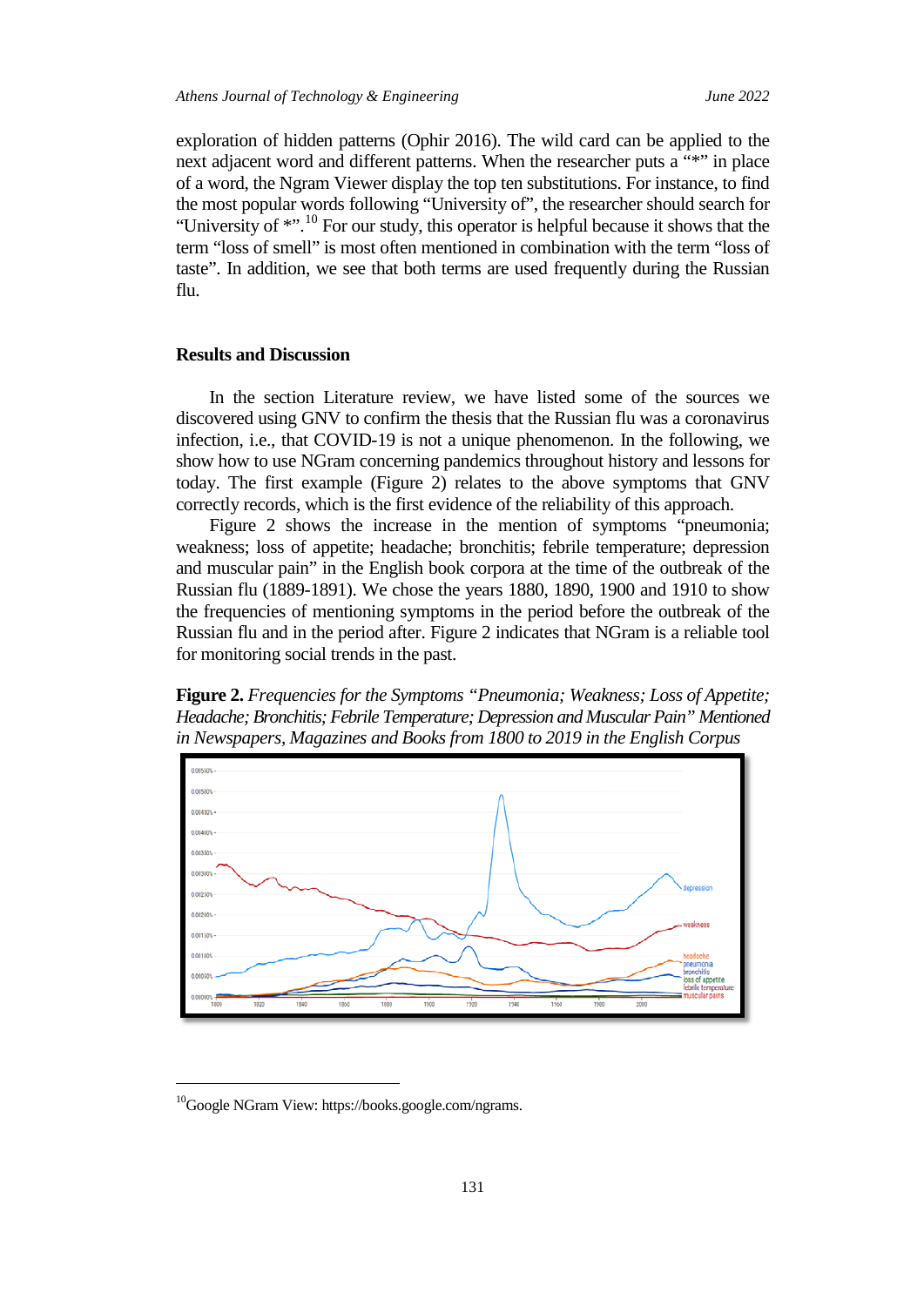exploration of hidden patterns (Ophir 2016). The wild card can be applied to the next adjacent word and different patterns. When the researcher puts a "*" in place of a word, the Ngram Viewer display the top ten substitutions. For instance, to find the most popular words following "University of", the researcher should search for "University of *".[10] For our study, this operator is helpful because it shows that the term "loss of smell" is most often mentioned in combination with the term "loss of taste". In addition, we see that both terms are used frequently during the Russian flu.

## Results and Discussion

In the section Literature review, we have listed some of the sources we discovered using GNV to confirm the thesis that the Russian flu was a coronavirus infection, i.e., that COVID-19 is not a unique phenomenon. In the following, we show how to use NGram concerning pandemics throughout history and lessons for today. The first example (Figure 2) relates to the above symptoms that GNV correctly records, which is the first evidence of the reliability of this approach.

Figure 2 shows the increase in the mention of symptoms "pneumonia; weakness; loss of appetite; headache; bronchitis; febrile temperature; depression and muscular pain" in the English book corpora at the time of the outbreak of the Russian flu (1889-1891). We chose the years 1880, 1890, 1900 and 1910 to show the frequencies of mentioning symptoms in the period before the outbreak of the Russian flu and in the period after. Figure 2 indicates that NGram is a reliable tool for monitoring social trends in the past.

**Figure 2.** *Frequencies for the Symptoms "Pneumonia; Weakness; Loss of Appetite; Headache; Bronchitis; Febrile Temperature; Depression and Muscular Pain" Mentioned in Newspapers, Magazines and Books from 1800 to 2019 in the English Corpus*

---

[10] Google NGram View: https://books.google.com/ngrams.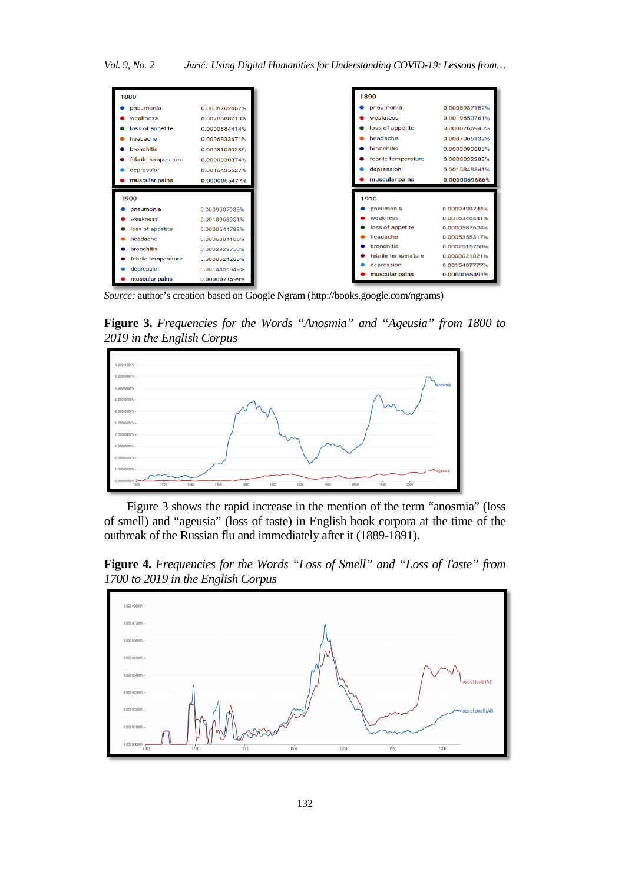| 1880 | |
|---|---|
| pneumonia | 0.0006702667% |
| weakness | 0.0020688213% |
| loss of appetite | 0.0000884414% |
| headache | 0.0006833671% |
| bronchitis | 0.0003105028% |
| febrile temperature | 0.0000030374% |
| depression | 0.0016435527% |
| muscular pains | 0.0000065477% |

| 1890 | |
|---|---|
| pneumonia | 0.0008937157% |
| weakness | 0.0019650761% |
| loss of appetite | 0.0000760940% |
| headache | 0.0007065139% |
| bronchitis | 0.0003090883% |
| febrile temperature | 0.0000032282% |
| depression | 0.0015848841% |
| muscular pains | 0.0000069686% |

| 1900 | |
|---|---|
| pneumonia | 0.0009507938% |
| weakness | 0.0018963951% |
| loss of appetite | 0.0000644783% |
| headache | 0.0006304106% |
| bronchitis | 0.0002929753% |
| febrile temperature | 0.0000024288% |
| depression | 0.0014456849% |
| muscular pains | 0.0000071599% |

| 1910 | |
|---|---|
| pneumonia | 0.0008439744% |
| weakness | 0.0016340441% |
| loss of appetite | 0.0000587604% |
| headache | 0.0005355317% |
| bronchitis | 0.0002515750% |
| febrile temperature | 0.0000021021% |
| depression | 0.0015407777% |
| muscular pains | 0.0000065491% |

*Source:* author's creation based on Google Ngram (http://books.google.com/ngrams)

**Figure 3.** *Frequencies for the Words "Anosmia" and "Ageusia" from 1800 to 2019 in the English Corpus*

Figure 3 shows the rapid increase in the mention of the term "anosmia" (loss of smell) and "ageusia" (loss of taste) in English book corpora at the time of the outbreak of the Russian flu and immediately after it (1889-1891).

**Figure 4.** *Frequencies for the Words "Loss of Smell" and "Loss of Taste" from 1700 to 2019 in the English Corpus*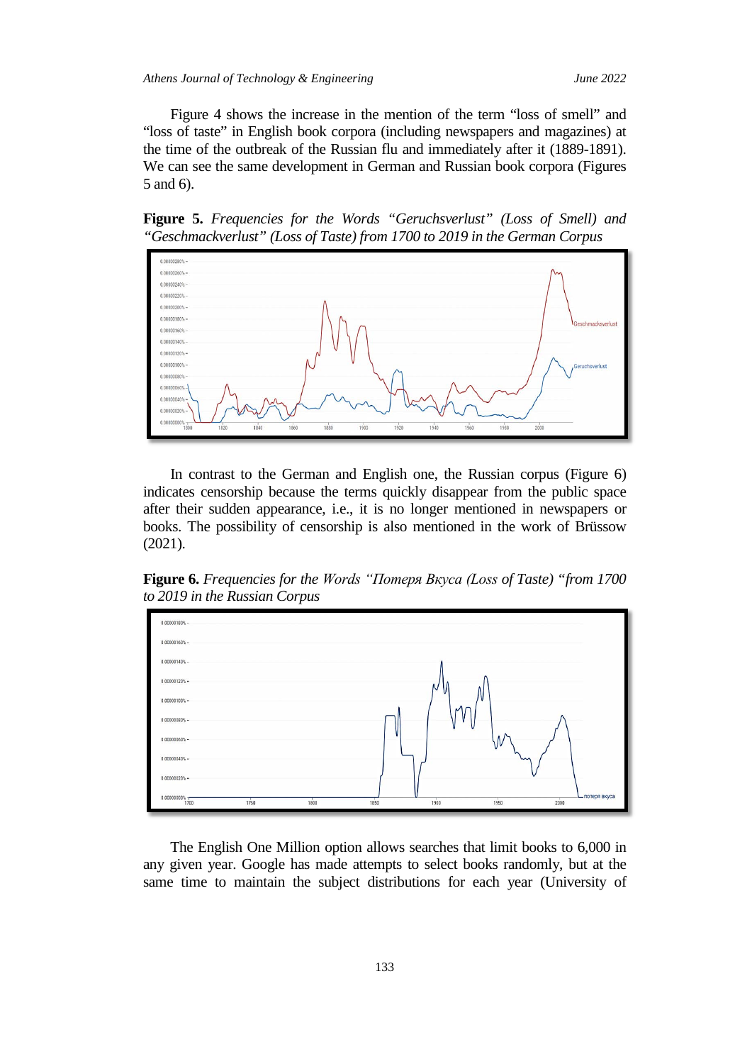Figure 4 shows the increase in the mention of the term “loss of smell” and “loss of taste” in English book corpora (including newspapers and magazines) at the time of the outbreak of the Russian flu and immediately after it (1889-1891). We can see the same development in German and Russian book corpora (Figures 5 and 6).

**Figure 5.** *Frequencies for the Words “Geruchsverlust” (Loss of Smell) and “Geschmackverlust” (Loss of Taste) from 1700 to 2019 in the German Corpus*

In contrast to the German and English one, the Russian corpus (Figure 6) indicates censorship because the terms quickly disappear from the public space after their sudden appearance, i.e., it is no longer mentioned in newspapers or books. The possibility of censorship is also mentioned in the work of Brüssow (2021).

**Figure 6.** *Frequencies for the Words “Потеря Вкуса (Loss of Taste) “from 1700 to 2019 in the Russian Corpus*

The English One Million option allows searches that limit books to 6,000 in any given year. Google has made attempts to select books randomly, but at the same time to maintain the subject distributions for each year (University of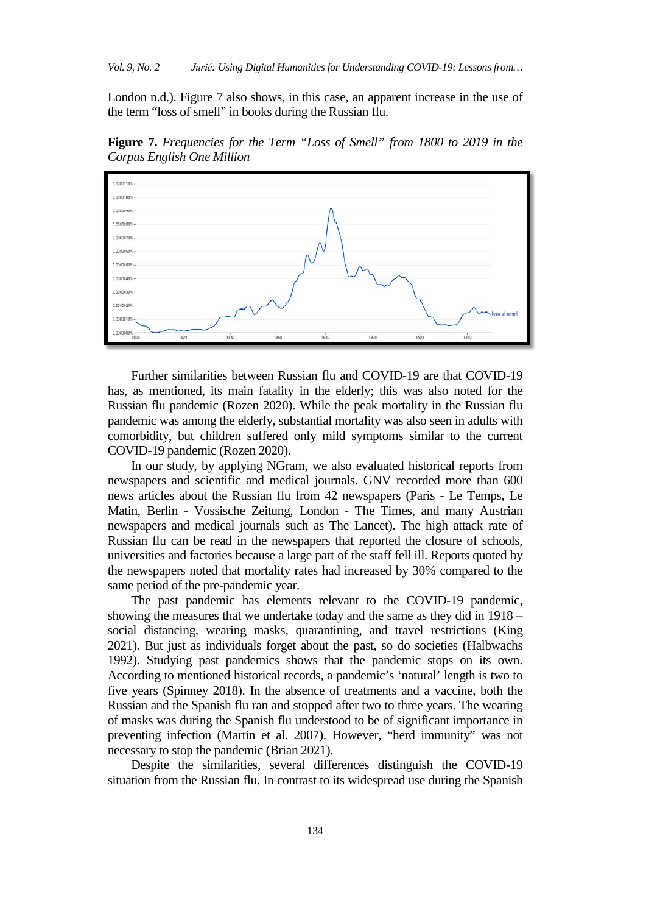London n.d.). Figure 7 also shows, in this case, an apparent increase in the use of the term "loss of smell" in books during the Russian flu.

**Figure 7.** *Frequencies for the Term "Loss of Smell" from 1800 to 2019 in the Corpus English One Million*

Further similarities between Russian flu and COVID-19 are that COVID-19 has, as mentioned, its main fatality in the elderly; this was also noted for the Russian flu pandemic (Rozen 2020). While the peak mortality in the Russian flu pandemic was among the elderly, substantial mortality was also seen in adults with comorbidity, but children suffered only mild symptoms similar to the current COVID-19 pandemic (Rozen 2020).

In our study, by applying NGram, we also evaluated historical reports from newspapers and scientific and medical journals. GNV recorded more than 600 news articles about the Russian flu from 42 newspapers (Paris - Le Temps, Le Matin, Berlin - Vossische Zeitung, London - The Times, and many Austrian newspapers and medical journals such as The Lancet). The high attack rate of Russian flu can be read in the newspapers that reported the closure of schools, universities and factories because a large part of the staff fell ill. Reports quoted by the newspapers noted that mortality rates had increased by 30% compared to the same period of the pre-pandemic year.

The past pandemic has elements relevant to the COVID-19 pandemic, showing the measures that we undertake today and the same as they did in 1918 – social distancing, wearing masks, quarantining, and travel restrictions (King 2021). But just as individuals forget about the past, so do societies (Halbwachs 1992). Studying past pandemics shows that the pandemic stops on its own. According to mentioned historical records, a pandemic's 'natural' length is two to five years (Spinney 2018). In the absence of treatments and a vaccine, both the Russian and the Spanish flu ran and stopped after two to three years. The wearing of masks was during the Spanish flu understood to be of significant importance in preventing infection (Martin et al. 2007). However, "herd immunity" was not necessary to stop the pandemic (Brian 2021).

Despite the similarities, several differences distinguish the COVID-19 situation from the Russian flu. In contrast to its widespread use during the Spanish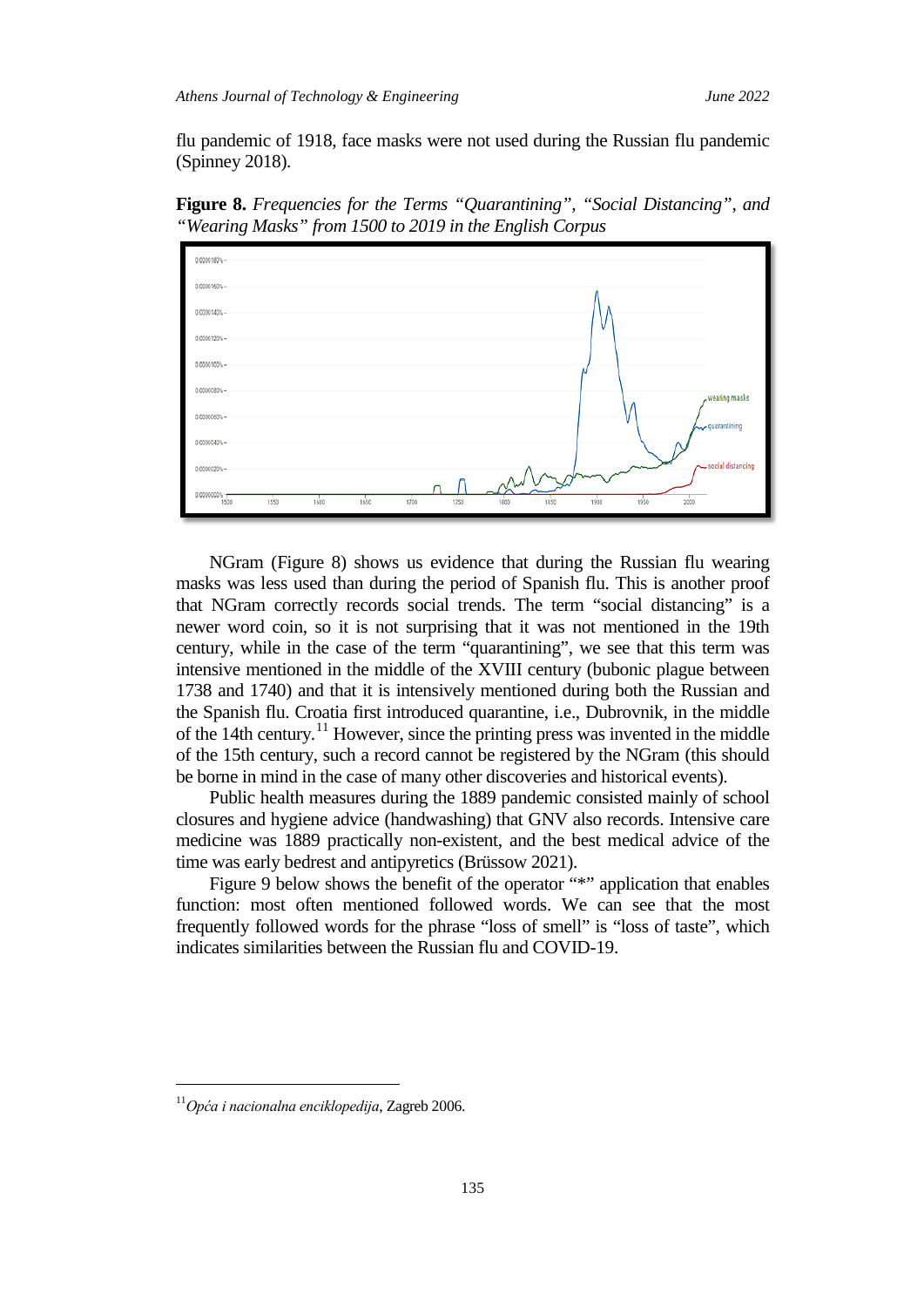flu pandemic of 1918, face masks were not used during the Russian flu pandemic (Spinney 2018).

**Figure 8.** *Frequencies for the Terms "Quarantining", "Social Distancing", and "Wearing Masks" from 1500 to 2019 in the English Corpus*

NGram (Figure 8) shows us evidence that during the Russian flu wearing masks was less used than during the period of Spanish flu. This is another proof that NGram correctly records social trends. The term "social distancing" is a newer word coin, so it is not surprising that it was not mentioned in the 19th century, while in the case of the term "quarantining", we see that this term was intensive mentioned in the middle of the XVIII century (bubonic plague between 1738 and 1740) and that it is intensively mentioned during both the Russian and the Spanish flu. Croatia first introduced quarantine, i.e., Dubrovnik, in the middle of the 14th century.[11] However, since the printing press was invented in the middle of the 15th century, such a record cannot be registered by the NGram (this should be borne in mind in the case of many other discoveries and historical events).

Public health measures during the 1889 pandemic consisted mainly of school closures and hygiene advice (handwashing) that GNV also records. Intensive care medicine was 1889 practically non-existent, and the best medical advice of the time was early bedrest and antipyretics (Brüssow 2021).

Figure 9 below shows the benefit of the operator "*" application that enables function: most often mentioned followed words. We can see that the most frequently followed words for the phrase "loss of smell" is "loss of taste", which indicates similarities between the Russian flu and COVID-19.

[11] *Opća i nacionalna enciklopedija*, Zagreb 2006.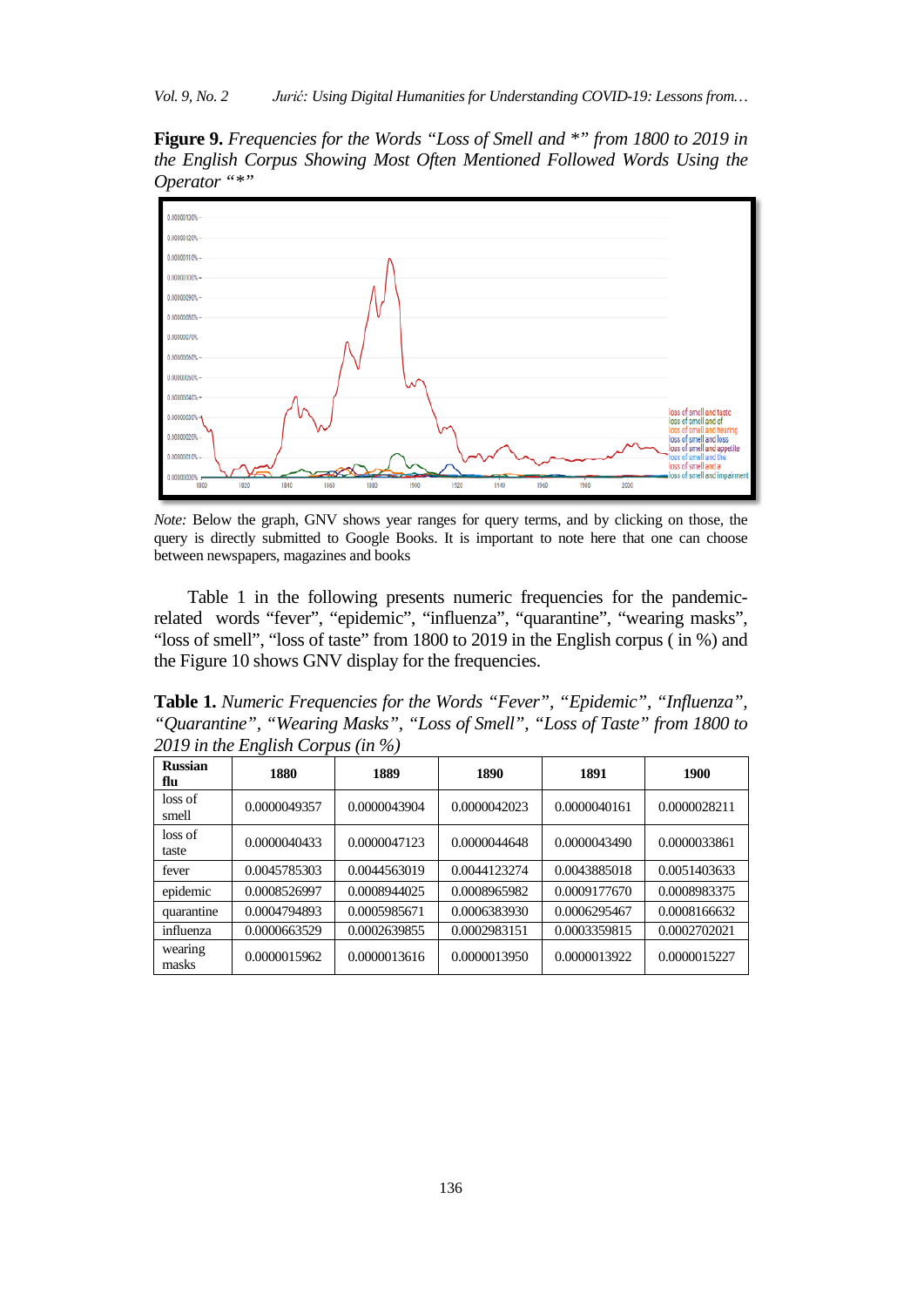**Figure 9.** *Frequencies for the Words "Loss of Smell and *" from 1800 to 2019 in the English Corpus Showing Most Often Mentioned Followed Words Using the Operator "*"*

*Note:* Below the graph, GNV shows year ranges for query terms, and by clicking on those, the query is directly submitted to Google Books. It is important to note here that one can choose between newspapers, magazines and books

Table 1 in the following presents numeric frequencies for the pandemic-related words "fever", "epidemic", "influenza", "quarantine", "wearing masks", "loss of smell", "loss of taste" from 1800 to 2019 in the English corpus ( in %) and the Figure 10 shows GNV display for the frequencies.

**Table 1.** *Numeric Frequencies for the Words "Fever", "Epidemic", "Influenza", "Quarantine", "Wearing Masks", "Loss of Smell", "Loss of Taste" from 1800 to 2019 in the English Corpus (in %)*

| **Russian flu** | **1880** | **1889** | **1890** | **1891** | **1900** |
|---|---|---|---|---|---|
| loss of smell | 0.0000049357 | 0.0000043904 | 0.0000042023 | 0.0000040161 | 0.0000028211 |
| loss of taste | 0.0000040433 | 0.0000047123 | 0.0000044648 | 0.0000043490 | 0.0000033861 |
| fever | 0.0045785303 | 0.0044563019 | 0.0044123274 | 0.0043885018 | 0.0051403633 |
| epidemic | 0.0008526997 | 0.0008944025 | 0.0008965982 | 0.0009177670 | 0.0008983375 |
| quarantine | 0.0004794893 | 0.0005985671 | 0.0006383930 | 0.0006295467 | 0.0008166632 |
| influenza | 0.0000663529 | 0.0002639855 | 0.0002983151 | 0.0003359815 | 0.0002702021 |
| wearing masks | 0.0000015962 | 0.0000013616 | 0.0000013950 | 0.0000013922 | 0.0000015227 |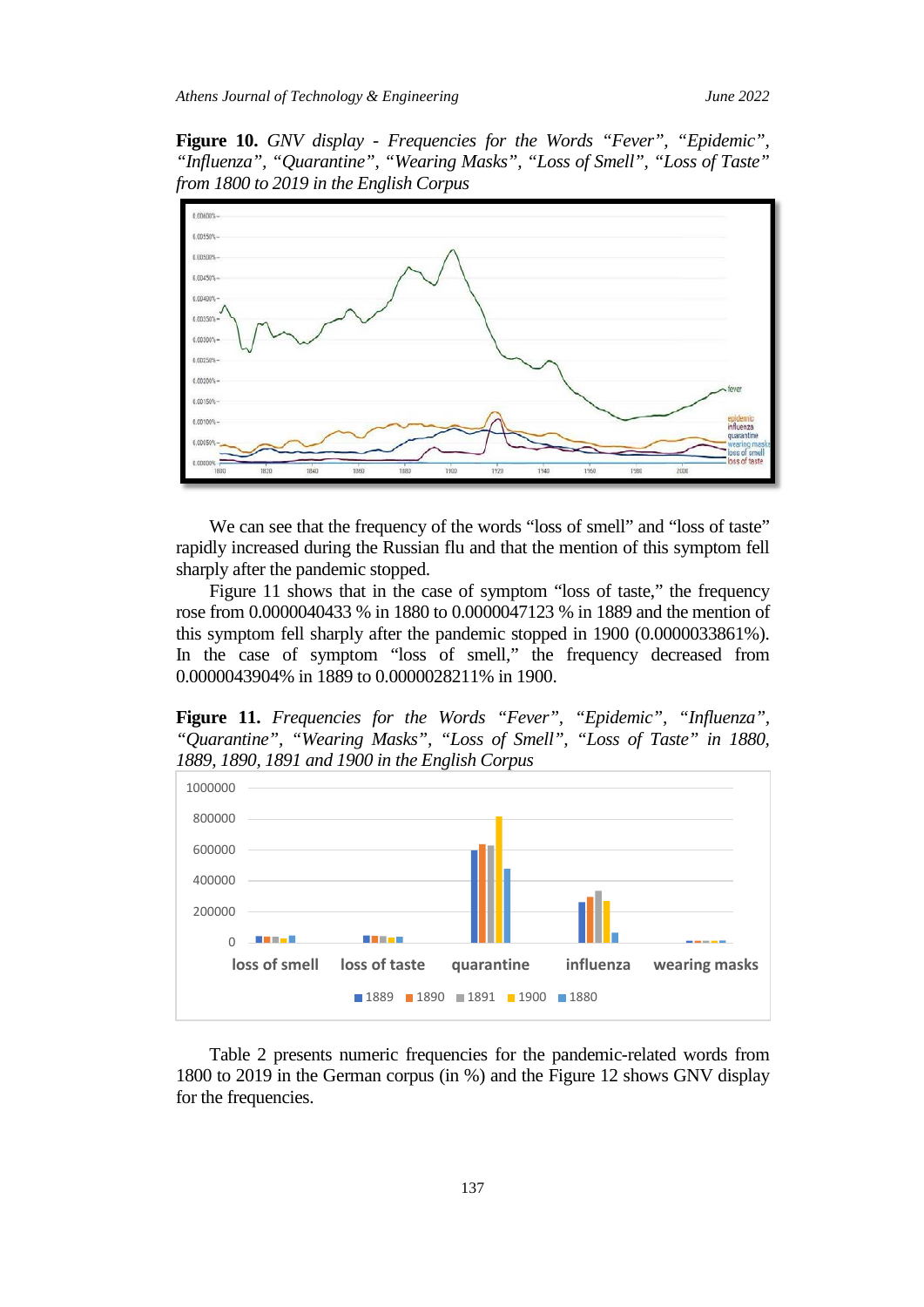**Figure 10.** *GNV display - Frequencies for the Words "Fever", "Epidemic", "Influenza", "Quarantine", "Wearing Masks", "Loss of Smell", "Loss of Taste" from 1800 to 2019 in the English Corpus*

We can see that the frequency of the words "loss of smell" and "loss of taste" rapidly increased during the Russian flu and that the mention of this symptom fell sharply after the pandemic stopped.

Figure 11 shows that in the case of symptom "loss of taste," the frequency rose from 0.0000040433 % in 1880 to 0.0000047123 % in 1889 and the mention of this symptom fell sharply after the pandemic stopped in 1900 (0.0000033861%). In the case of symptom "loss of smell," the frequency decreased from 0.0000043904% in 1889 to 0.0000028211% in 1900.

**Figure 11.** *Frequencies for the Words "Fever", "Epidemic", "Influenza", "Quarantine", "Wearing Masks", "Loss of Smell", "Loss of Taste" in 1880, 1889, 1890, 1891 and 1900 in the English Corpus*

Table 2 presents numeric frequencies for the pandemic-related words from 1800 to 2019 in the German corpus (in %) and the Figure 12 shows GNV display for the frequencies.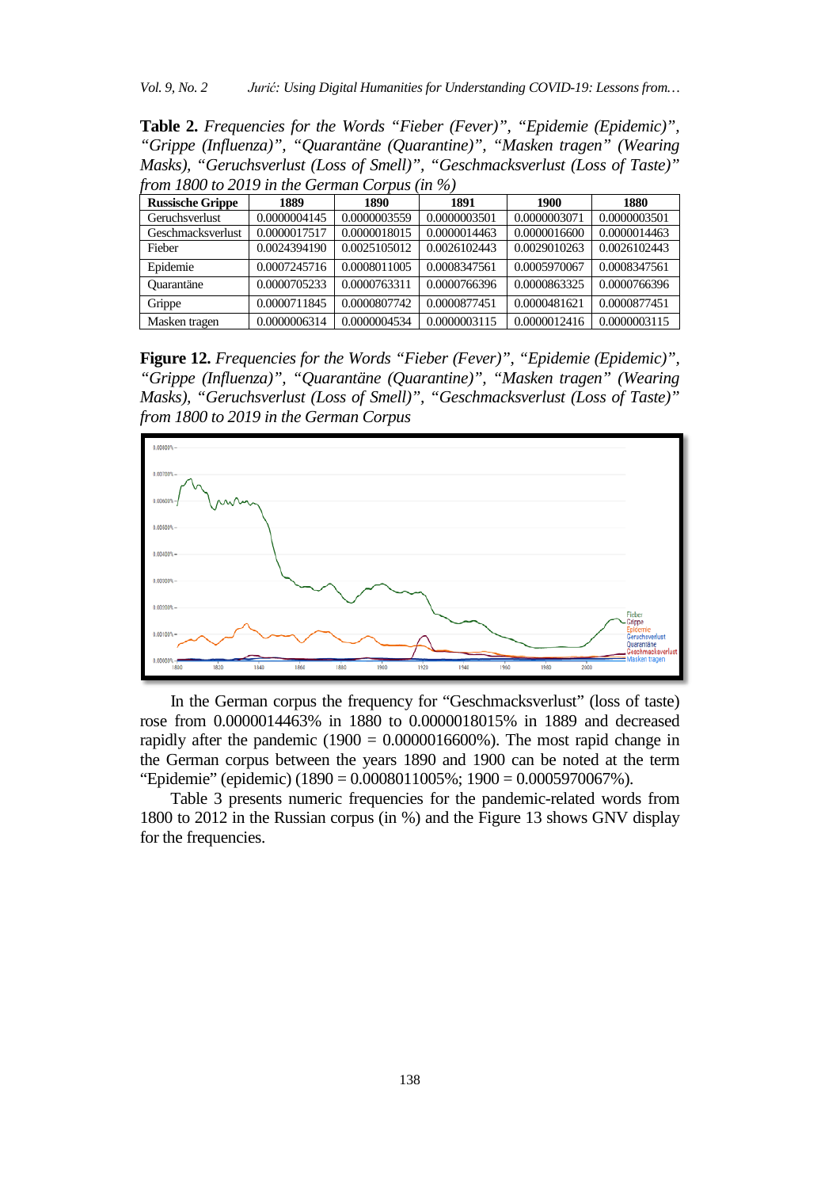**Table 2.** *Frequencies for the Words “Fieber (Fever)”, “Epidemie (Epidemic)”, “Grippe (Influenza)”, “Quarantäne (Quarantine)”, “Masken tragen” (Wearing Masks), “Geruchsverlust (Loss of Smell)”, “Geschmacksverlust (Loss of Taste)” from 1800 to 2019 in the German Corpus (in %)*

| Russische Grippe | 1889 | 1890 | 1891 | 1900 | 1880 |
|---|---|---|---|---|---|
| Geruchsverlust | 0.0000004145 | 0.0000003559 | 0.0000003501 | 0.0000003071 | 0.0000003501 |
| Geschmacksverlust | 0.0000017517 | 0.0000018015 | 0.0000014463 | 0.0000016600 | 0.0000014463 |
| Fieber | 0.0024394190 | 0.0025105012 | 0.0026102443 | 0.0029010263 | 0.0026102443 |
| Epidemie | 0.0007245716 | 0.0008011005 | 0.0008347561 | 0.0005970067 | 0.0008347561 |
| Quarantäne | 0.0000705233 | 0.0000763311 | 0.0000766396 | 0.0000863325 | 0.0000766396 |
| Grippe | 0.0000711845 | 0.0000807742 | 0.0000877451 | 0.0000481621 | 0.0000877451 |
| Masken tragen | 0.0000006314 | 0.0000004534 | 0.0000003115 | 0.0000012416 | 0.0000003115 |

**Figure 12.** *Frequencies for the Words “Fieber (Fever)”, “Epidemie (Epidemic)”, “Grippe (Influenza)”, “Quarantäne (Quarantine)”, “Masken tragen” (Wearing Masks), “Geruchsverlust (Loss of Smell)”, “Geschmacksverlust (Loss of Taste)” from 1800 to 2019 in the German Corpus*

In the German corpus the frequency for “Geschmacksverlust” (loss of taste) rose from 0.0000014463% in 1880 to 0.0000018015% in 1889 and decreased rapidly after the pandemic (1900 = 0.0000016600%). The most rapid change in the German corpus between the years 1890 and 1900 can be noted at the term “Epidemie” (epidemic) (1890 = 0.0008011005%; 1900 = 0.0005970067%).

Table 3 presents numeric frequencies for the pandemic-related words from 1800 to 2012 in the Russian corpus (in %) and the Figure 13 shows GNV display for the frequencies.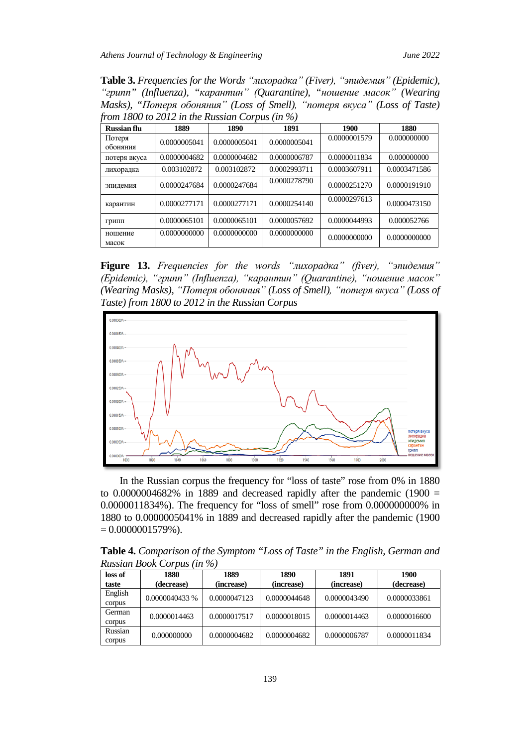**Table 3.** *Frequencies for the Words "лихорадка" (Fiver), "эпидемия" (Epidemic), "грипп" (Influenza), "карантин" (Quarantine), "ношение масок" (Wearing Masks), "Потеря обоняния" (Loss of Smell), "потеря вкуса" (Loss of Taste) from 1800 to 2012 in the Russian Corpus (in %)*

| Russian flu | 1889 | 1890 | 1891 | 1900 | 1880 |
|---|---|---|---|---|---|
| Потеря обоняния | 0.0000005041 | 0.0000005041 | 0.0000005041 | 0.0000001579 | 0.000000000 |
| потеря вкуса | 0.0000004682 | 0.0000004682 | 0.0000006787 | 0.0000011834 | 0.000000000 |
| лихорадка | 0.003102872 | 0.003102872 | 0.0002993711 | 0.0003607911 | 0.0003471586 |
| эпидемия | 0.0000247684 | 0.0000247684 | 0.0000278790 | 0.0000251270 | 0.0000191910 |
| карантин | 0.0000277171 | 0.0000277171 | 0.0000254140 | 0.0000297613 | 0.0000473150 |
| грипп | 0.0000065101 | 0.0000065101 | 0.0000057692 | 0.0000044993 | 0.000052766 |
| ношение масок | 0.0000000000 | 0.0000000000 | 0.0000000000 | 0.0000000000 | 0.0000000000 |

**Figure 13.** *Frequencies for the words "лихорадка" (fiver), "эпидемия" (Epidemic), "грипп" (Influenza), "карантин" (Quarantine), "ношение масок" (Wearing Masks), "Потеря обоняния" (Loss of Smell), "потеря вкуса" (Loss of Taste) from 1800 to 2012 in the Russian Corpus*

In the Russian corpus the frequency for "loss of taste" rose from 0% in 1880 to 0.0000004682% in 1889 and decreased rapidly after the pandemic (1900 = 0.0000011834%). The frequency for "loss of smell" rose from 0.000000000% in 1880 to 0.0000005041% in 1889 and decreased rapidly after the pandemic (1900 = 0.0000001579%).

**Table 4.** *Comparison of the Symptom "Loss of Taste" in the English, German and Russian Book Corpus (in %)*

| loss of taste | 1880 (decrease) | 1889 (increase) | 1890 (increase) | 1891 (increase) | 1900 (decrease) |
|---|---|---|---|---|---|
| English corpus | 0.0000040433 % | 0.0000047123 | 0.0000044648 | 0.0000043490 | 0.0000033861 |
| German corpus | 0.0000014463 | 0.0000017517 | 0.0000018015 | 0.0000014463 | 0.0000016600 |
| Russian corpus | 0.000000000 | 0.0000004682 | 0.0000004682 | 0.0000006787 | 0.0000011834 |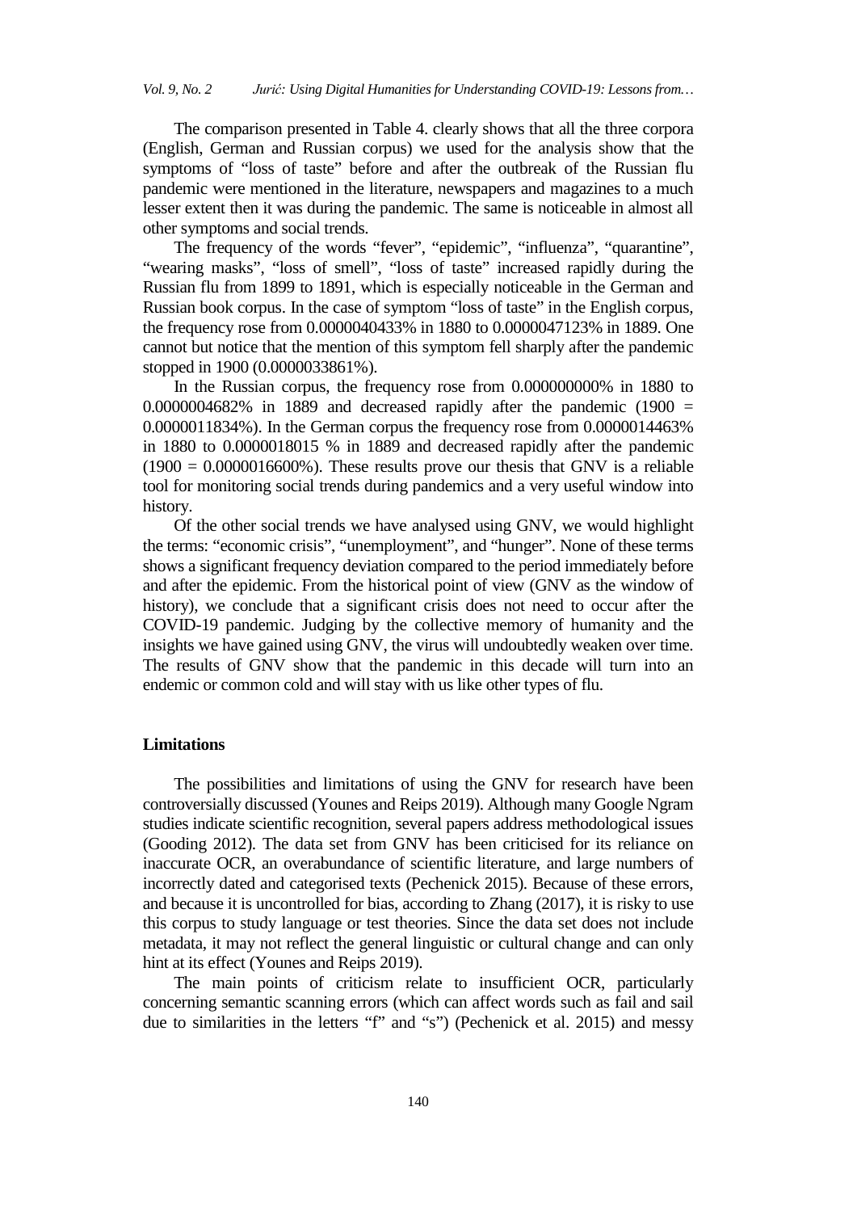The comparison presented in Table 4. clearly shows that all the three corpora (English, German and Russian corpus) we used for the analysis show that the symptoms of "loss of taste" before and after the outbreak of the Russian flu pandemic were mentioned in the literature, newspapers and magazines to a much lesser extent then it was during the pandemic. The same is noticeable in almost all other symptoms and social trends.

The frequency of the words "fever", "epidemic", "influenza", "quarantine", "wearing masks", "loss of smell", "loss of taste" increased rapidly during the Russian flu from 1899 to 1891, which is especially noticeable in the German and Russian book corpus. In the case of symptom "loss of taste" in the English corpus, the frequency rose from 0.0000040433% in 1880 to 0.0000047123% in 1889. One cannot but notice that the mention of this symptom fell sharply after the pandemic stopped in 1900 (0.0000033861%).

In the Russian corpus, the frequency rose from 0.000000000% in 1880 to 0.0000004682% in 1889 and decreased rapidly after the pandemic (1900 = 0.0000011834%). In the German corpus the frequency rose from 0.0000014463% in 1880 to 0.0000018015 % in 1889 and decreased rapidly after the pandemic (1900 = 0.0000016600%). These results prove our thesis that GNV is a reliable tool for monitoring social trends during pandemics and a very useful window into history.

Of the other social trends we have analysed using GNV, we would highlight the terms: "economic crisis", "unemployment", and "hunger". None of these terms shows a significant frequency deviation compared to the period immediately before and after the epidemic. From the historical point of view (GNV as the window of history), we conclude that a significant crisis does not need to occur after the COVID-19 pandemic. Judging by the collective memory of humanity and the insights we have gained using GNV, the virus will undoubtedly weaken over time. The results of GNV show that the pandemic in this decade will turn into an endemic or common cold and will stay with us like other types of flu.

## Limitations

The possibilities and limitations of using the GNV for research have been controversially discussed (Younes and Reips 2019). Although many Google Ngram studies indicate scientific recognition, several papers address methodological issues (Gooding 2012). The data set from GNV has been criticised for its reliance on inaccurate OCR, an overabundance of scientific literature, and large numbers of incorrectly dated and categorised texts (Pechenick 2015). Because of these errors, and because it is uncontrolled for bias, according to Zhang (2017), it is risky to use this corpus to study language or test theories. Since the data set does not include metadata, it may not reflect the general linguistic or cultural change and can only hint at its effect (Younes and Reips 2019).

The main points of criticism relate to insufficient OCR, particularly concerning semantic scanning errors (which can affect words such as fail and sail due to similarities in the letters "f" and "s") (Pechenick et al. 2015) and messy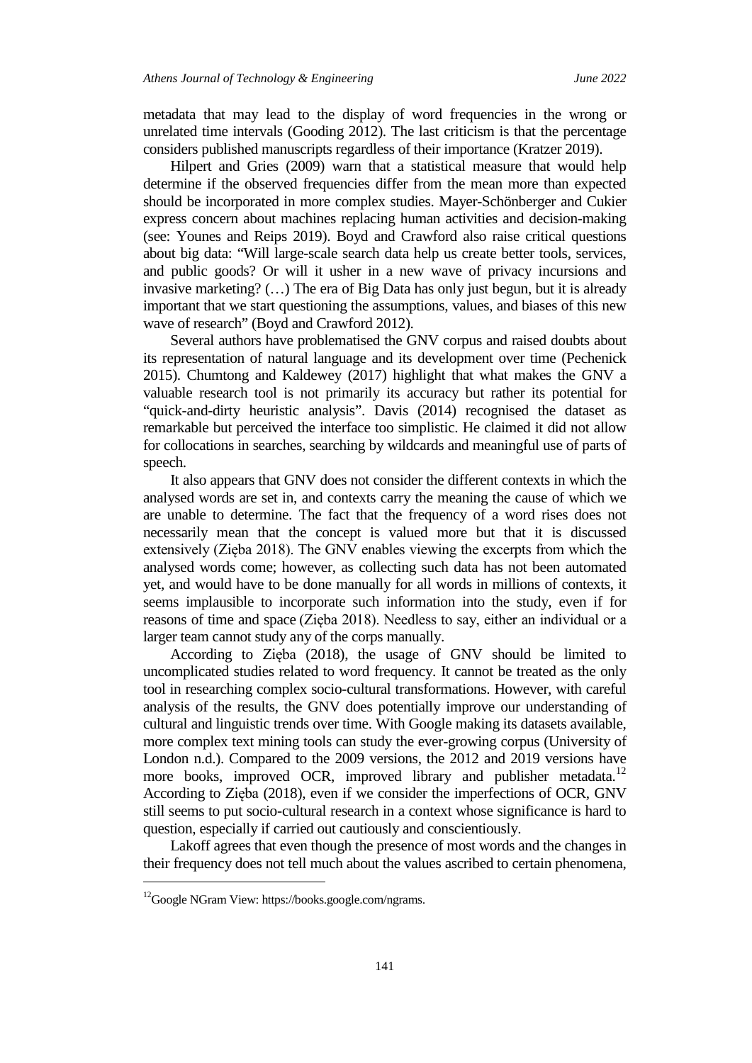metadata that may lead to the display of word frequencies in the wrong or unrelated time intervals (Gooding 2012). The last criticism is that the percentage considers published manuscripts regardless of their importance (Kratzer 2019).

Hilpert and Gries (2009) warn that a statistical measure that would help determine if the observed frequencies differ from the mean more than expected should be incorporated in more complex studies. Mayer-Schönberger and Cukier express concern about machines replacing human activities and decision-making (see: Younes and Reips 2019). Boyd and Crawford also raise critical questions about big data: "Will large-scale search data help us create better tools, services, and public goods? Or will it usher in a new wave of privacy incursions and invasive marketing? (…) The era of Big Data has only just begun, but it is already important that we start questioning the assumptions, values, and biases of this new wave of research" (Boyd and Crawford 2012).

Several authors have problematised the GNV corpus and raised doubts about its representation of natural language and its development over time (Pechenick 2015). Chumtong and Kaldewey (2017) highlight that what makes the GNV a valuable research tool is not primarily its accuracy but rather its potential for "quick-and-dirty heuristic analysis". Davis (2014) recognised the dataset as remarkable but perceived the interface too simplistic. He claimed it did not allow for collocations in searches, searching by wildcards and meaningful use of parts of speech.

It also appears that GNV does not consider the different contexts in which the analysed words are set in, and contexts carry the meaning the cause of which we are unable to determine. The fact that the frequency of a word rises does not necessarily mean that the concept is valued more but that it is discussed extensively (Zięba 2018). The GNV enables viewing the excerpts from which the analysed words come; however, as collecting such data has not been automated yet, and would have to be done manually for all words in millions of contexts, it seems implausible to incorporate such information into the study, even if for reasons of time and space (Zięba 2018). Needless to say, either an individual or a larger team cannot study any of the corps manually.

According to Zięba (2018), the usage of GNV should be limited to uncomplicated studies related to word frequency. It cannot be treated as the only tool in researching complex socio-cultural transformations. However, with careful analysis of the results, the GNV does potentially improve our understanding of cultural and linguistic trends over time. With Google making its datasets available, more complex text mining tools can study the ever-growing corpus (University of London n.d.). Compared to the 2009 versions, the 2012 and 2019 versions have more books, improved OCR, improved library and publisher metadata.[12] According to Zięba (2018), even if we consider the imperfections of OCR, GNV still seems to put socio-cultural research in a context whose significance is hard to question, especially if carried out cautiously and conscientiously.

Lakoff agrees that even though the presence of most words and the changes in their frequency does not tell much about the values ascribed to certain phenomena,

---

[12]Google NGram View: https://books.google.com/ngrams.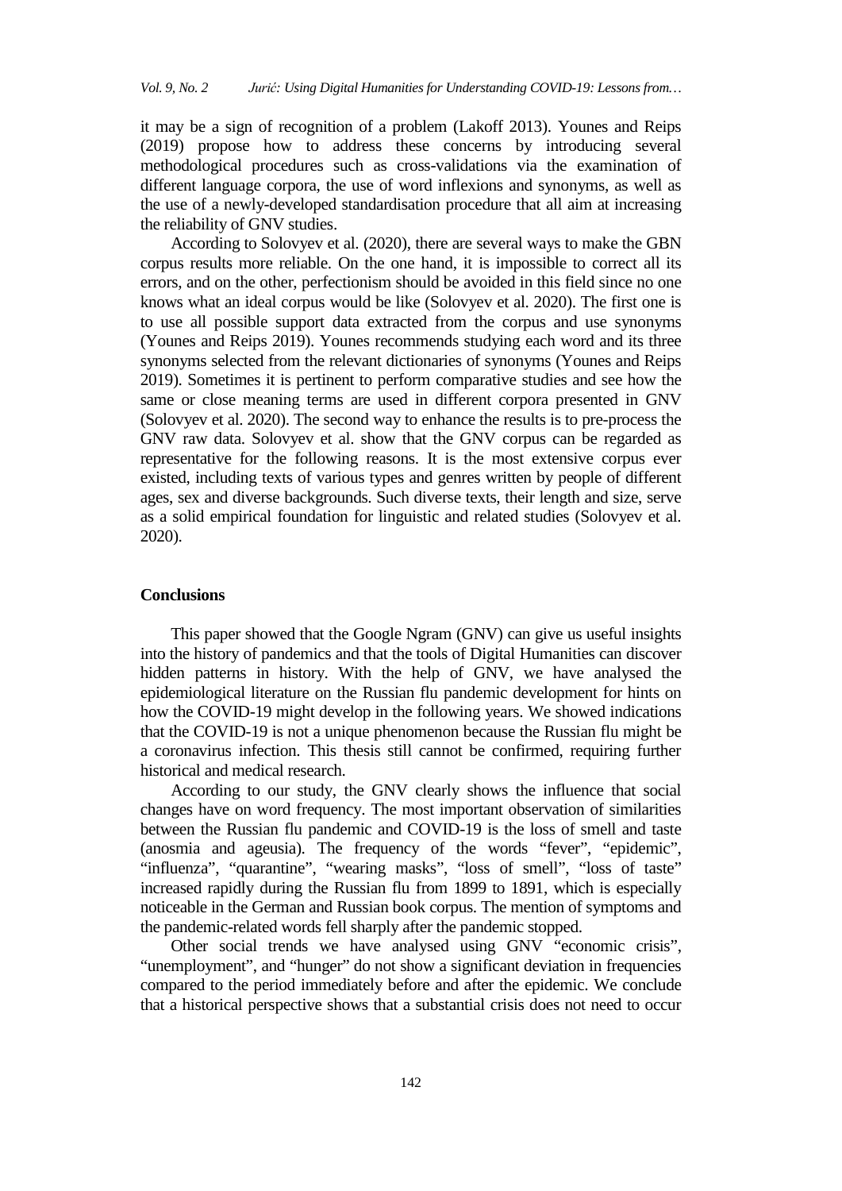it may be a sign of recognition of a problem (Lakoff 2013). Younes and Reips (2019) propose how to address these concerns by introducing several methodological procedures such as cross-validations via the examination of different language corpora, the use of word inflexions and synonyms, as well as the use of a newly-developed standardisation procedure that all aim at increasing the reliability of GNV studies.

According to Solovyev et al. (2020), there are several ways to make the GBN corpus results more reliable. On the one hand, it is impossible to correct all its errors, and on the other, perfectionism should be avoided in this field since no one knows what an ideal corpus would be like (Solovyev et al. 2020). The first one is to use all possible support data extracted from the corpus and use synonyms (Younes and Reips 2019). Younes recommends studying each word and its three synonyms selected from the relevant dictionaries of synonyms (Younes and Reips 2019). Sometimes it is pertinent to perform comparative studies and see how the same or close meaning terms are used in different corpora presented in GNV (Solovyev et al. 2020). The second way to enhance the results is to pre-process the GNV raw data. Solovyev et al. show that the GNV corpus can be regarded as representative for the following reasons. It is the most extensive corpus ever existed, including texts of various types and genres written by people of different ages, sex and diverse backgrounds. Such diverse texts, their length and size, serve as a solid empirical foundation for linguistic and related studies (Solovyev et al. 2020).

## Conclusions

This paper showed that the Google Ngram (GNV) can give us useful insights into the history of pandemics and that the tools of Digital Humanities can discover hidden patterns in history. With the help of GNV, we have analysed the epidemiological literature on the Russian flu pandemic development for hints on how the COVID-19 might develop in the following years. We showed indications that the COVID-19 is not a unique phenomenon because the Russian flu might be a coronavirus infection. This thesis still cannot be confirmed, requiring further historical and medical research.

According to our study, the GNV clearly shows the influence that social changes have on word frequency. The most important observation of similarities between the Russian flu pandemic and COVID-19 is the loss of smell and taste (anosmia and ageusia). The frequency of the words "fever", "epidemic", "influenza", "quarantine", "wearing masks", "loss of smell", "loss of taste" increased rapidly during the Russian flu from 1899 to 1891, which is especially noticeable in the German and Russian book corpus. The mention of symptoms and the pandemic-related words fell sharply after the pandemic stopped.

Other social trends we have analysed using GNV "economic crisis", "unemployment", and "hunger" do not show a significant deviation in frequencies compared to the period immediately before and after the epidemic. We conclude that a historical perspective shows that a substantial crisis does not need to occur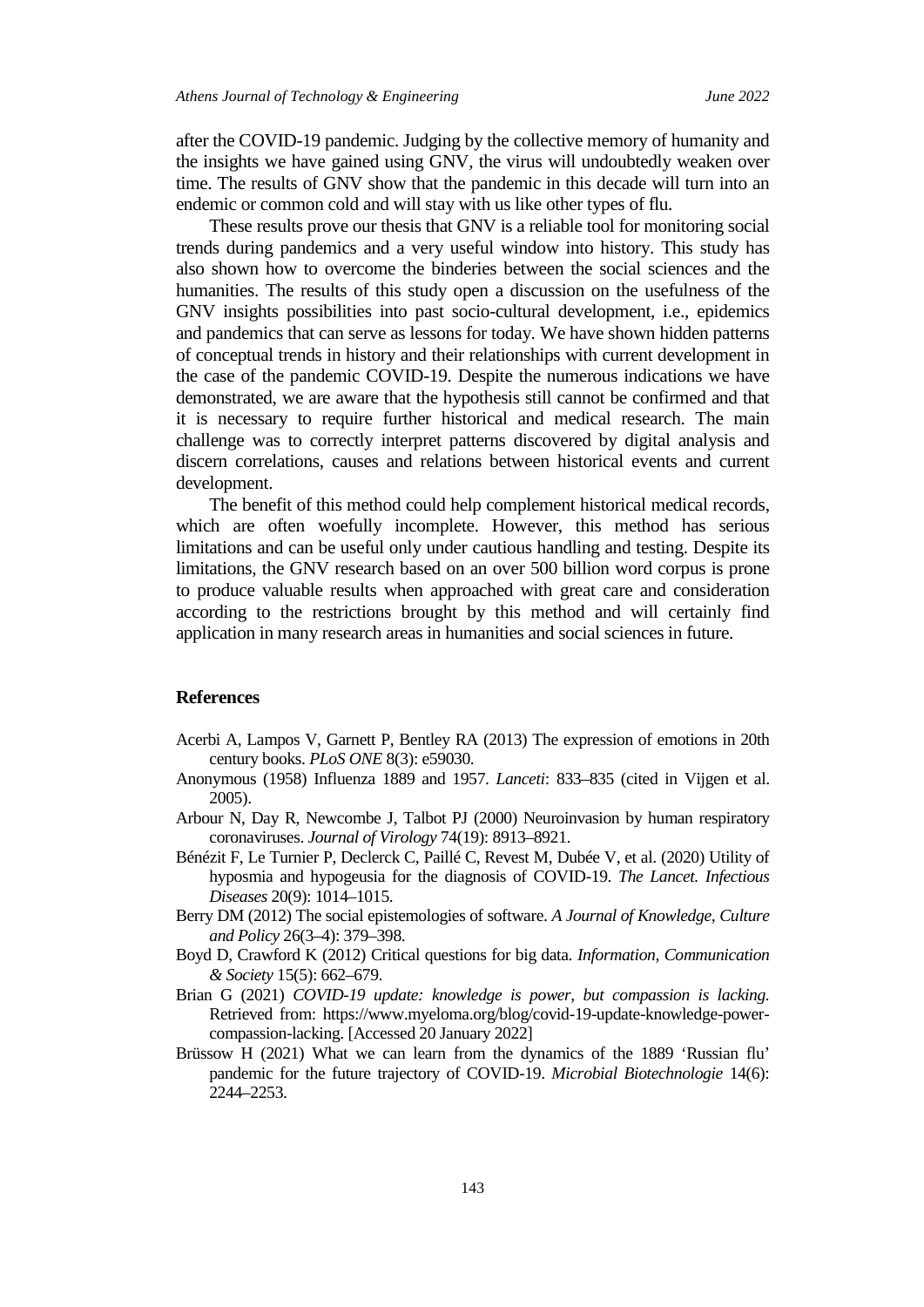after the COVID-19 pandemic. Judging by the collective memory of humanity and the insights we have gained using GNV, the virus will undoubtedly weaken over time. The results of GNV show that the pandemic in this decade will turn into an endemic or common cold and will stay with us like other types of flu.

These results prove our thesis that GNV is a reliable tool for monitoring social trends during pandemics and a very useful window into history. This study has also shown how to overcome the binderies between the social sciences and the humanities. The results of this study open a discussion on the usefulness of the GNV insights possibilities into past socio-cultural development, i.e., epidemics and pandemics that can serve as lessons for today. We have shown hidden patterns of conceptual trends in history and their relationships with current development in the case of the pandemic COVID-19. Despite the numerous indications we have demonstrated, we are aware that the hypothesis still cannot be confirmed and that it is necessary to require further historical and medical research. The main challenge was to correctly interpret patterns discovered by digital analysis and discern correlations, causes and relations between historical events and current development.

The benefit of this method could help complement historical medical records, which are often woefully incomplete. However, this method has serious limitations and can be useful only under cautious handling and testing. Despite its limitations, the GNV research based on an over 500 billion word corpus is prone to produce valuable results when approached with great care and consideration according to the restrictions brought by this method and will certainly find application in many research areas in humanities and social sciences in future.

## References

Acerbi A, Lampos V, Garnett P, Bentley RA (2013) The expression of emotions in 20th century books. *PLoS ONE* 8(3): e59030.

Anonymous (1958) Influenza 1889 and 1957. *Lanceti*: 833–835 (cited in Vijgen et al. 2005).

Arbour N, Day R, Newcombe J, Talbot PJ (2000) Neuroinvasion by human respiratory coronaviruses. *Journal of Virology* 74(19): 8913–8921.

Bénézit F, Le Turnier P, Declerck C, Paillé C, Revest M, Dubée V, et al. (2020) Utility of hyposmia and hypogeusia for the diagnosis of COVID-19. *The Lancet. Infectious Diseases* 20(9): 1014–1015.

Berry DM (2012) The social epistemologies of software. *A Journal of Knowledge, Culture and Policy* 26(3–4): 379–398.

Boyd D, Crawford K (2012) Critical questions for big data. *Information, Communication & Society* 15(5): 662–679.

Brian G (2021) *COVID-19 update: knowledge is power, but compassion is lacking.* Retrieved from: https://www.myeloma.org/blog/covid-19-update-knowledge-power-compassion-lacking. [Accessed 20 January 2022]

Brüssow H (2021) What we can learn from the dynamics of the 1889 'Russian flu' pandemic for the future trajectory of COVID-19. *Microbial Biotechnologie* 14(6): 2244–2253.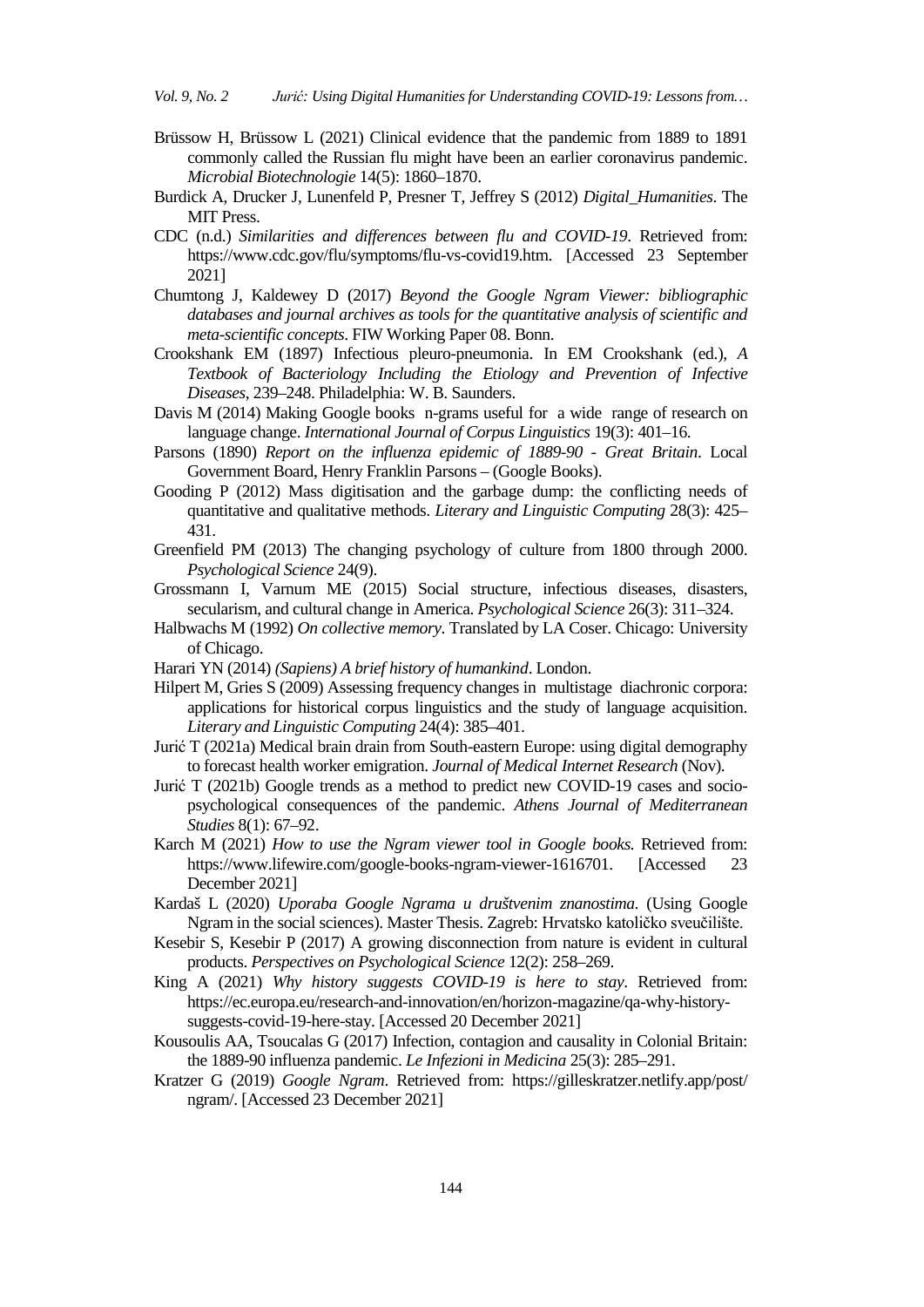Brüssow H, Brüssow L (2021) Clinical evidence that the pandemic from 1889 to 1891 commonly called the Russian flu might have been an earlier coronavirus pandemic. *Microbial Biotechnologie* 14(5): 1860–1870.

Burdick A, Drucker J, Lunenfeld P, Presner T, Jeffrey S (2012) *Digital_Humanities*. The MIT Press.

CDC (n.d.) *Similarities and differences between flu and COVID-19*. Retrieved from: https://www.cdc.gov/flu/symptoms/flu-vs-covid19.htm. [Accessed 23 September 2021]

Chumtong J, Kaldewey D (2017) *Beyond the Google Ngram Viewer: bibliographic databases and journal archives as tools for the quantitative analysis of scientific and meta-scientific concepts*. FIW Working Paper 08. Bonn.

Crookshank EM (1897) Infectious pleuro-pneumonia. In EM Crookshank (ed.), *A Textbook of Bacteriology Including the Etiology and Prevention of Infective Diseases*, 239–248. Philadelphia: W. B. Saunders.

Davis M (2014) Making Google books n-grams useful for a wide range of research on language change. *International Journal of Corpus Linguistics* 19(3): 401–16.

Parsons (1890) *Report on the influenza epidemic of 1889-90 - Great Britain*. Local Government Board, Henry Franklin Parsons – (Google Books).

Gooding P (2012) Mass digitisation and the garbage dump: the conflicting needs of quantitative and qualitative methods. *Literary and Linguistic Computing* 28(3): 425–431.

Greenfield PM (2013) The changing psychology of culture from 1800 through 2000. *Psychological Science* 24(9).

Grossmann I, Varnum ME (2015) Social structure, infectious diseases, disasters, secularism, and cultural change in America. *Psychological Science* 26(3): 311–324.

Halbwachs M (1992) *On collective memory*. Translated by LA Coser. Chicago: University of Chicago.

Harari YN (2014) *(Sapiens) A brief history of humankind*. London.

Hilpert M, Gries S (2009) Assessing frequency changes in multistage diachronic corpora: applications for historical corpus linguistics and the study of language acquisition. *Literary and Linguistic Computing* 24(4): 385–401.

Jurić T (2021a) Medical brain drain from South-eastern Europe: using digital demography to forecast health worker emigration. *Journal of Medical Internet Research* (Nov).

Jurić T (2021b) Google trends as a method to predict new COVID-19 cases and socio-psychological consequences of the pandemic. *Athens Journal of Mediterranean Studies* 8(1): 67–92.

Karch M (2021) *How to use the Ngram viewer tool in Google books.* Retrieved from: https://www.lifewire.com/google-books-ngram-viewer-1616701. [Accessed 23 December 2021]

Kardaš L (2020) *Uporaba Google Ngrama u društvenim znanostima*. (Using Google Ngram in the social sciences). Master Thesis. Zagreb: Hrvatsko katoličko sveučilište.

Kesebir S, Kesebir P (2017) A growing disconnection from nature is evident in cultural products. *Perspectives on Psychological Science* 12(2): 258–269.

King A (2021) *Why history suggests COVID-19 is here to stay*. Retrieved from: https://ec.europa.eu/research-and-innovation/en/horizon-magazine/qa-why-history-suggests-covid-19-here-stay. [Accessed 20 December 2021]

Kousoulis AA, Tsoucalas G (2017) Infection, contagion and causality in Colonial Britain: the 1889-90 influenza pandemic. *Le Infezioni in Medicina* 25(3): 285–291.

Kratzer G (2019) *Google Ngram*. Retrieved from: https://gilleskratzer.netlify.app/post/ngram/. [Accessed 23 December 2021]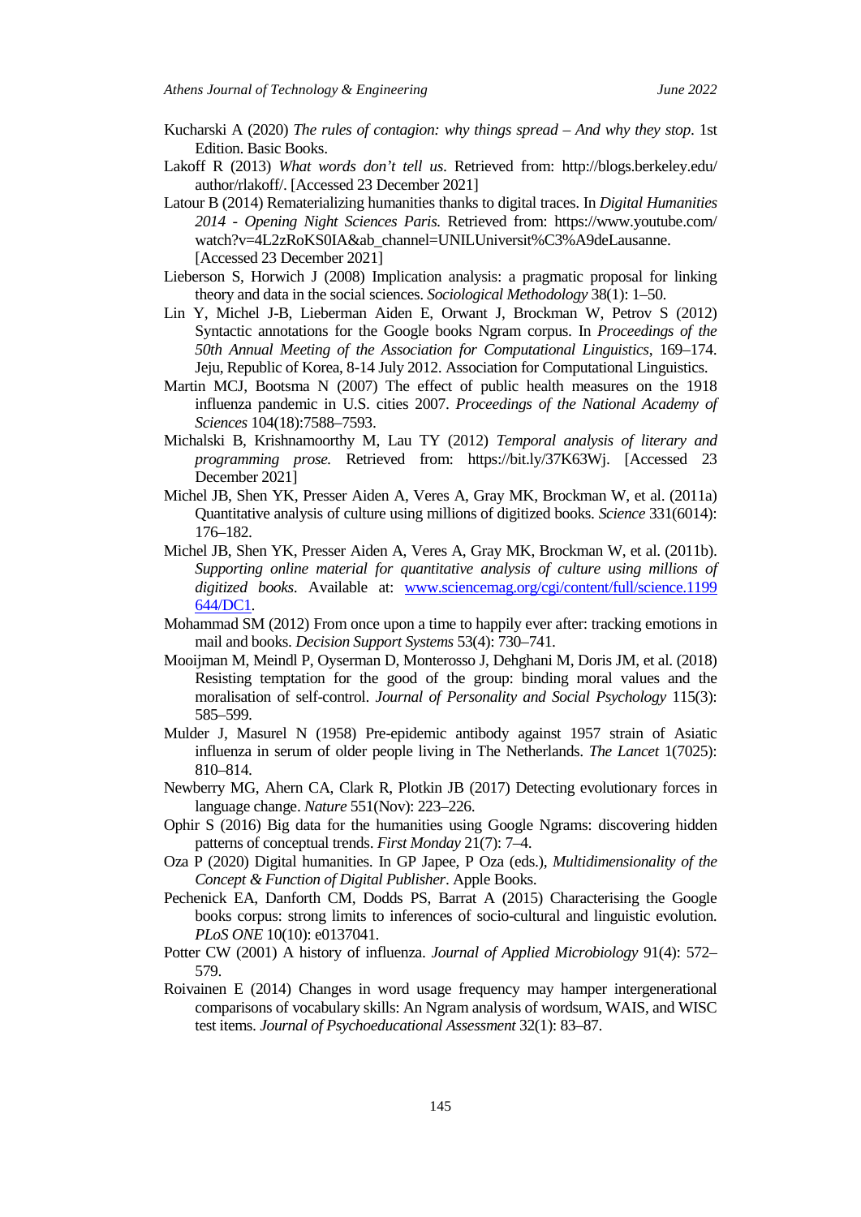Kucharski A (2020) *The rules of contagion: why things spread – And why they stop*. 1st Edition. Basic Books.

Lakoff R (2013) *What words don't tell us*. Retrieved from: http://blogs.berkeley.edu/author/rlakoff/. [Accessed 23 December 2021]

Latour B (2014) Rematerializing humanities thanks to digital traces. In *Digital Humanities 2014 - Opening Night Sciences Paris.* Retrieved from: https://www.youtube.com/watch?v=4L2zRoKS0IA&ab_channel=UNILUniversit%C3%A9deLausanne. [Accessed 23 December 2021]

Lieberson S, Horwich J (2008) Implication analysis: a pragmatic proposal for linking theory and data in the social sciences. *Sociological Methodology* 38(1): 1–50.

Lin Y, Michel J-B, Lieberman Aiden E, Orwant J, Brockman W, Petrov S (2012) Syntactic annotations for the Google books Ngram corpus. In *Proceedings of the 50th Annual Meeting of the Association for Computational Linguistics*, 169–174. Jeju, Republic of Korea, 8-14 July 2012. Association for Computational Linguistics.

Martin MCJ, Bootsma N (2007) The effect of public health measures on the 1918 influenza pandemic in U.S. cities 2007. *Proceedings of the National Academy of Sciences* 104(18):7588–7593.

Michalski B, Krishnamoorthy M, Lau TY (2012) *Temporal analysis of literary and programming prose.* Retrieved from: https://bit.ly/37K63Wj. [Accessed 23 December 2021]

Michel JB, Shen YK, Presser Aiden A, Veres A, Gray MK, Brockman W, et al. (2011a) Quantitative analysis of culture using millions of digitized books. *Science* 331(6014): 176–182.

Michel JB, Shen YK, Presser Aiden A, Veres A, Gray MK, Brockman W, et al. (2011b). *Supporting online material for quantitative analysis of culture using millions of digitized books*. Available at: www.sciencemag.org/cgi/content/full/science.1199644/DC1.

Mohammad SM (2012) From once upon a time to happily ever after: tracking emotions in mail and books. *Decision Support Systems* 53(4): 730–741.

Mooijman M, Meindl P, Oyserman D, Monterosso J, Dehghani M, Doris JM, et al. (2018) Resisting temptation for the good of the group: binding moral values and the moralisation of self-control. *Journal of Personality and Social Psychology* 115(3): 585–599.

Mulder J, Masurel N (1958) Pre-epidemic antibody against 1957 strain of Asiatic influenza in serum of older people living in The Netherlands. *The Lancet* 1(7025): 810–814.

Newberry MG, Ahern CA, Clark R, Plotkin JB (2017) Detecting evolutionary forces in language change. *Nature* 551(Nov): 223–226.

Ophir S (2016) Big data for the humanities using Google Ngrams: discovering hidden patterns of conceptual trends. *First Monday* 21(7): 7–4.

Oza P (2020) Digital humanities. In GP Japee, P Oza (eds.), *Multidimensionality of the Concept & Function of Digital Publisher*. Apple Books.

Pechenick EA, Danforth CM, Dodds PS, Barrat A (2015) Characterising the Google books corpus: strong limits to inferences of socio-cultural and linguistic evolution. *PLoS ONE* 10(10): e0137041.

Potter CW (2001) A history of influenza. *Journal of Applied Microbiology* 91(4): 572–579.

Roivainen E (2014) Changes in word usage frequency may hamper intergenerational comparisons of vocabulary skills: An Ngram analysis of wordsum, WAIS, and WISC test items. *Journal of Psychoeducational Assessment* 32(1): 83–87.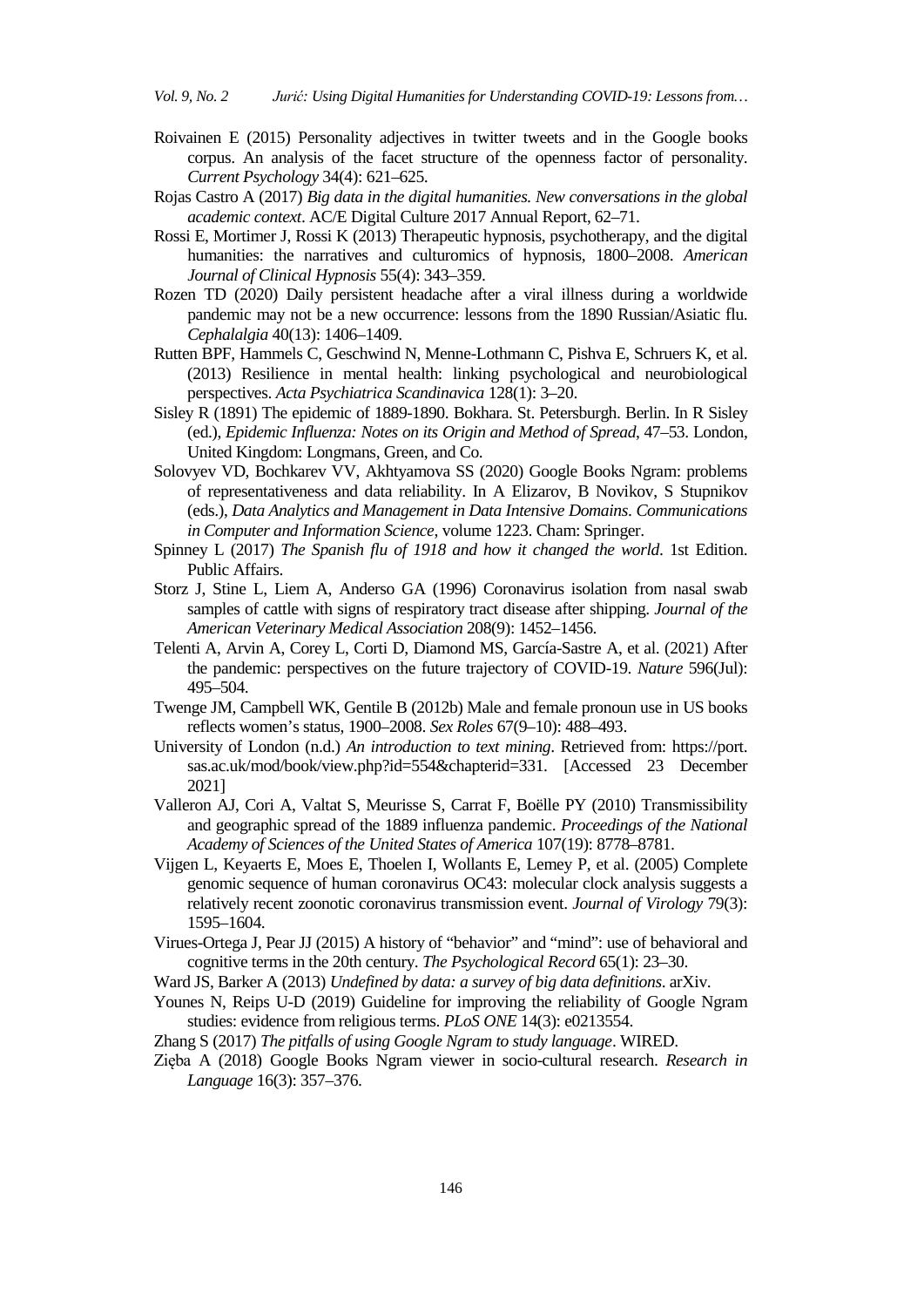Roivainen E (2015) Personality adjectives in twitter tweets and in the Google books corpus. An analysis of the facet structure of the openness factor of personality. *Current Psychology* 34(4): 621–625.

Rojas Castro A (2017) *Big data in the digital humanities. New conversations in the global academic context*. AC/E Digital Culture 2017 Annual Report, 62–71.

Rossi E, Mortimer J, Rossi K (2013) Therapeutic hypnosis, psychotherapy, and the digital humanities: the narratives and culturomics of hypnosis, 1800–2008. *American Journal of Clinical Hypnosis* 55(4): 343–359.

Rozen TD (2020) Daily persistent headache after a viral illness during a worldwide pandemic may not be a new occurrence: lessons from the 1890 Russian/Asiatic flu. *Cephalalgia* 40(13): 1406–1409.

Rutten BPF, Hammels C, Geschwind N, Menne-Lothmann C, Pishva E, Schruers K, et al. (2013) Resilience in mental health: linking psychological and neurobiological perspectives. *Acta Psychiatrica Scandinavica* 128(1): 3–20.

Sisley R (1891) The epidemic of 1889-1890. Bokhara. St. Petersburgh. Berlin. In R Sisley (ed.), *Epidemic Influenza: Notes on its Origin and Method of Spread*, 47–53. London, United Kingdom: Longmans, Green, and Co.

Solovyev VD, Bochkarev VV, Akhtyamova SS (2020) Google Books Ngram: problems of representativeness and data reliability. In A Elizarov, B Novikov, S Stupnikov (eds.), *Data Analytics and Management in Data Intensive Domains*. *Communications in Computer and Information Science*, volume 1223. Cham: Springer.

Spinney L (2017) *The Spanish flu of 1918 and how it changed the world*. 1st Edition. Public Affairs.

Storz J, Stine L, Liem A, Anderso GA (1996) Coronavirus isolation from nasal swab samples of cattle with signs of respiratory tract disease after shipping. *Journal of the American Veterinary Medical Association* 208(9): 1452–1456.

Telenti A, Arvin A, Corey L, Corti D, Diamond MS, García-Sastre A, et al. (2021) After the pandemic: perspectives on the future trajectory of COVID-19. *Nature* 596(Jul): 495–504.

Twenge JM, Campbell WK, Gentile B (2012b) Male and female pronoun use in US books reflects women's status, 1900–2008. *Sex Roles* 67(9–10): 488–493.

University of London (n.d.) *An introduction to text mining*. Retrieved from: https://port.sas.ac.uk/mod/book/view.php?id=554&chapterid=331. [Accessed 23 December 2021]

Valleron AJ, Cori A, Valtat S, Meurisse S, Carrat F, Boëlle PY (2010) Transmissibility and geographic spread of the 1889 influenza pandemic. *Proceedings of the National Academy of Sciences of the United States of America* 107(19): 8778–8781.

Vijgen L, Keyaerts E, Moes E, Thoelen I, Wollants E, Lemey P, et al. (2005) Complete genomic sequence of human coronavirus OC43: molecular clock analysis suggests a relatively recent zoonotic coronavirus transmission event. *Journal of Virology* 79(3): 1595–1604.

Virues-Ortega J, Pear JJ (2015) A history of "behavior" and "mind": use of behavioral and cognitive terms in the 20th century. *The Psychological Record* 65(1): 23–30.

Ward JS, Barker A (2013) *Undefined by data: a survey of big data definitions*. arXiv.

Younes N, Reips U-D (2019) Guideline for improving the reliability of Google Ngram studies: evidence from religious terms. *PLoS ONE* 14(3): e0213554.

Zhang S (2017) *The pitfalls of using Google Ngram to study language*. WIRED.

Zięba A (2018) Google Books Ngram viewer in socio-cultural research. *Research in Language* 16(3): 357–376.